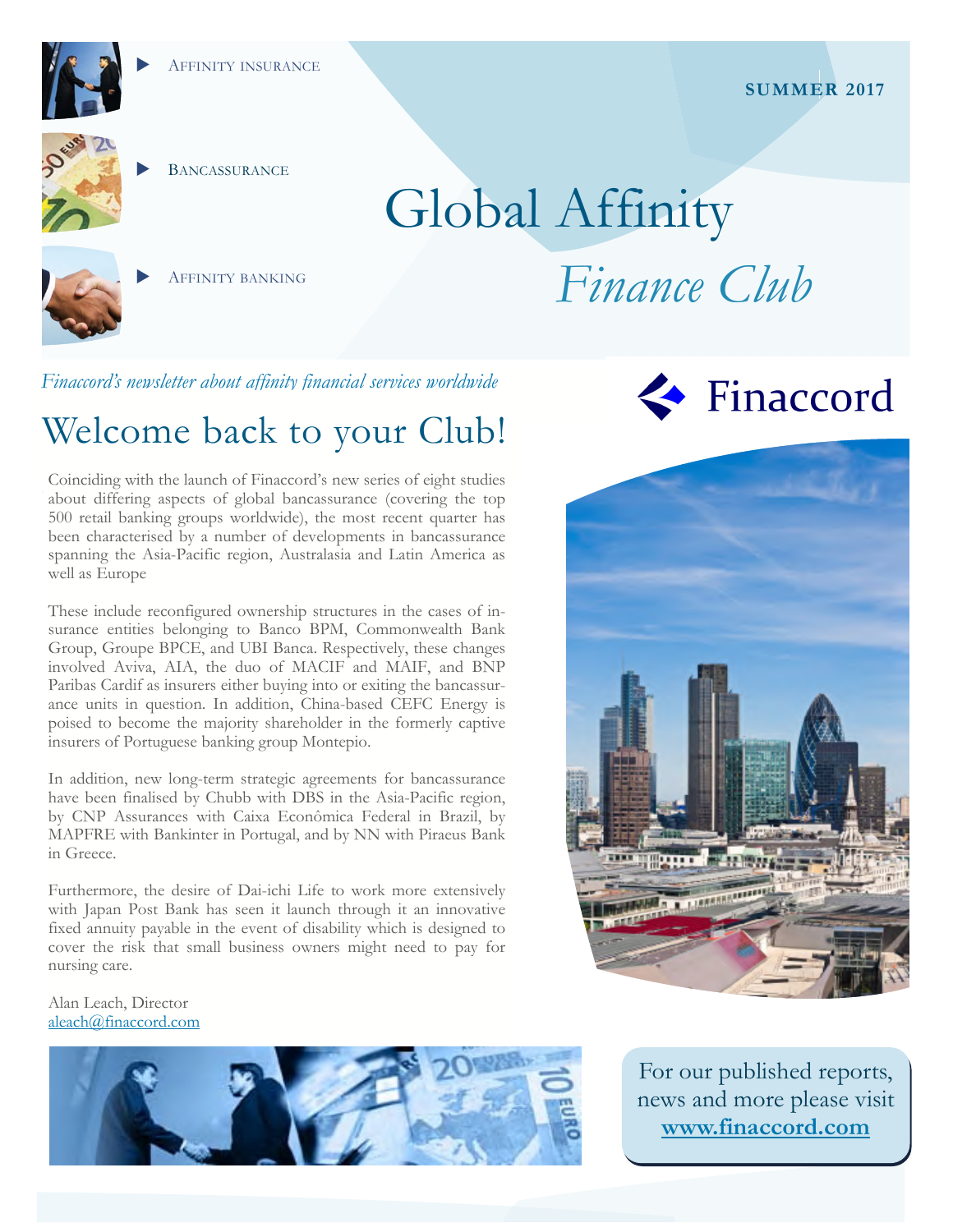- Affinity insurance
- Bancassurance
- Affinity banking

**SUMMER 2017**

# Global Affinity *Finance Club*

*Finaccord's newsletter about affinity financial services worldwide*

Finaccord

## Welcome back to your Club!

Coinciding with the launch of Finaccord's new series of eight studies about differing aspects of global bancassurance (covering the top 500 retail banking groups worldwide), the most recent quarter has been characterised by a number of developments in bancassurance spanning the Asia-Pacific region, Australasia and Latin America as well as Europe

These include reconfigured ownership structures in the cases of insurance entities belonging to Banco BPM, Commonwealth Bank Group, Groupe BPCE, and UBI Banca. Respectively, these changes involved Aviva, AIA, the duo of MACIF and MAIF, and BNP Paribas Cardif as insurers either buying into or exiting the bancassurance units in question. In addition, China-based CEFC Energy is poised to become the majority shareholder in the formerly captive insurers of Portuguese banking group Montepio.

In addition, new long-term strategic agreements for bancassurance have been finalised by Chubb with DBS in the Asia-Pacific region, by CNP Assurances with Caixa Econômica Federal in Brazil, by MAPFRE with Bankinter in Portugal, and by NN with Piraeus Bank in Greece.

Furthermore, the desire of Dai-ichi Life to work more extensively with Japan Post Bank has seen it launch through it an innovative fixed annuity payable in the event of disability which is designed to cover the risk that small business owners might need to pay for nursing care.

Alan Leach, Director
aleach@finaccord.com

For our published reports, news and more please visit **www.finaccord.com**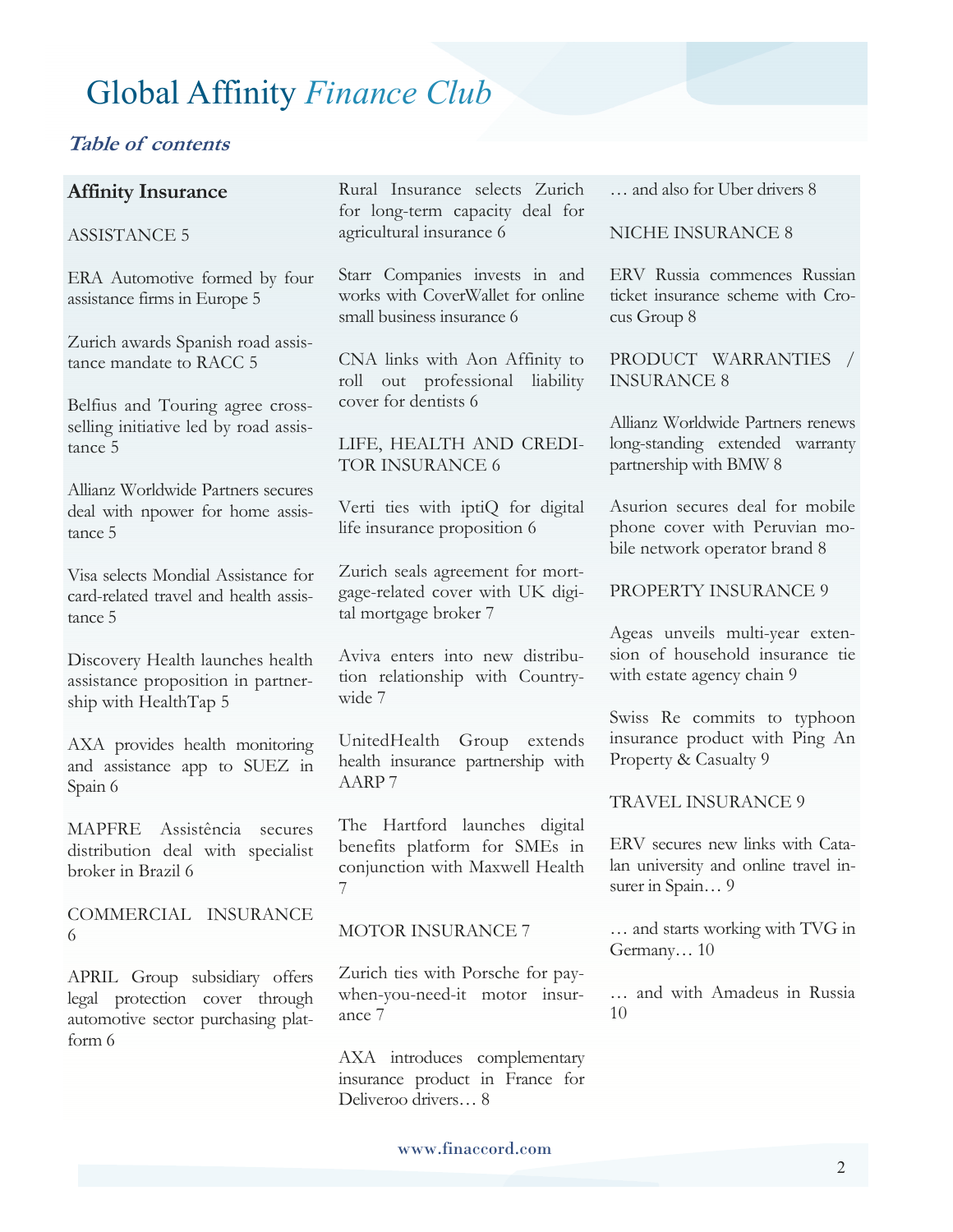# Global Affinity *Finance Club*

***Table of contents***

**Affinity Insurance**

ASSISTANCE 5

ERA Automotive formed by four assistance firms in Europe 5

Zurich awards Spanish road assistance mandate to RACC 5

Belfius and Touring agree cross-selling initiative led by road assistance 5

Allianz Worldwide Partners secures deal with npower for home assistance 5

Visa selects Mondial Assistance for card-related travel and health assistance 5

Discovery Health launches health assistance proposition in partnership with HealthTap 5

AXA provides health monitoring and assistance app to SUEZ in Spain 6

MAPFRE Assistência secures distribution deal with specialist broker in Brazil 6

COMMERCIAL INSURANCE 6

APRIL Group subsidiary offers legal protection cover through automotive sector purchasing platform 6

Rural Insurance selects Zurich for long-term capacity deal for agricultural insurance 6

Starr Companies invests in and works with CoverWallet for online small business insurance 6

CNA links with Aon Affinity to roll out professional liability cover for dentists 6

LIFE, HEALTH AND CREDITOR INSURANCE 6

Verti ties with iptiQ for digital life insurance proposition 6

Zurich seals agreement for mortgage-related cover with UK digital mortgage broker 7

Aviva enters into new distribution relationship with Countrywide 7

UnitedHealth Group extends health insurance partnership with AARP 7

The Hartford launches digital benefits platform for SMEs in conjunction with Maxwell Health 7

MOTOR INSURANCE 7

Zurich ties with Porsche for pay-when-you-need-it motor insurance 7

AXA introduces complementary insurance product in France for Deliveroo drivers… 8

… and also for Uber drivers 8

NICHE INSURANCE 8

ERV Russia commences Russian ticket insurance scheme with Crocus Group 8

PRODUCT WARRANTIES / INSURANCE 8

Allianz Worldwide Partners renews long-standing extended warranty partnership with BMW 8

Asurion secures deal for mobile phone cover with Peruvian mobile network operator brand 8

PROPERTY INSURANCE 9

Ageas unveils multi-year extension of household insurance tie with estate agency chain 9

Swiss Re commits to typhoon insurance product with Ping An Property & Casualty 9

TRAVEL INSURANCE 9

ERV secures new links with Catalan university and online travel insurer in Spain… 9

… and starts working with TVG in Germany… 10

… and with Amadeus in Russia 10

www.finaccord.com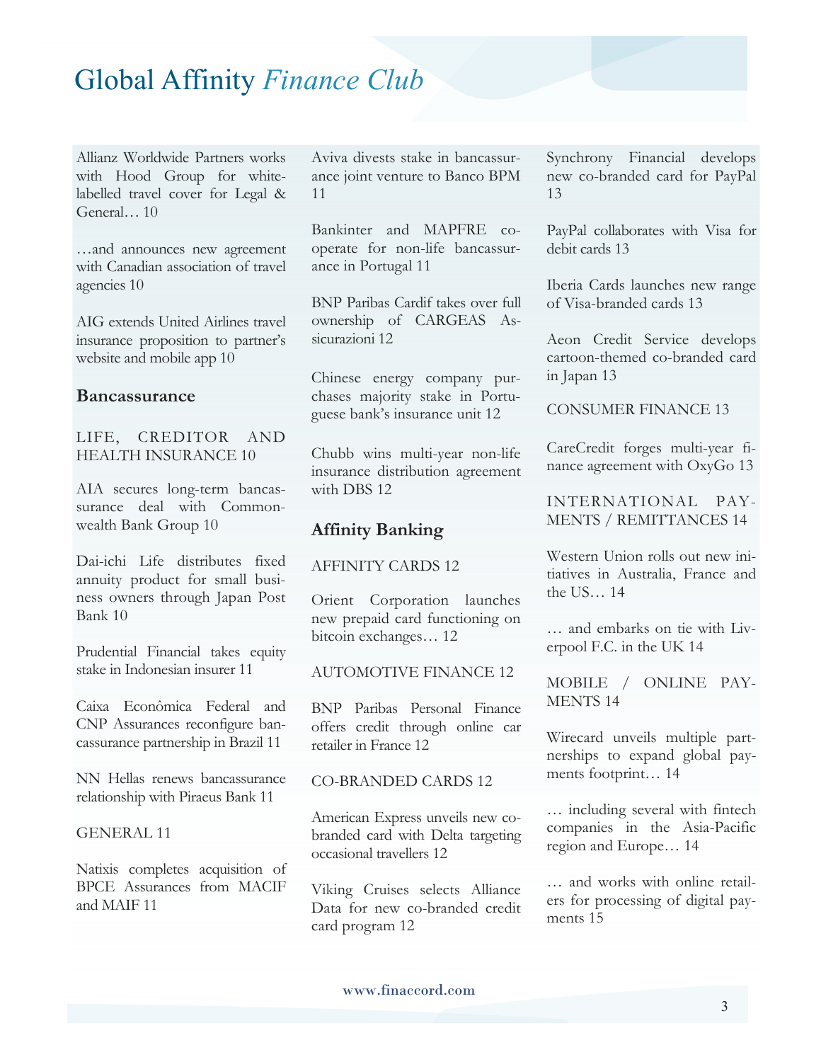Allianz Worldwide Partners works with Hood Group for white-labelled travel cover for Legal & General… 10

…and announces new agreement with Canadian association of travel agencies 10

AIG extends United Airlines travel insurance proposition to partner's website and mobile app 10

### Bancassurance

LIFE, CREDITOR AND HEALTH INSURANCE 10

AIA secures long-term bancassurance deal with Commonwealth Bank Group 10

Dai-ichi Life distributes fixed annuity product for small business owners through Japan Post Bank 10

Prudential Financial takes equity stake in Indonesian insurer 11

Caixa Econômica Federal and CNP Assurances reconfigure bancassurance partnership in Brazil 11

NN Hellas renews bancassurance relationship with Piraeus Bank 11

GENERAL 11

Natixis completes acquisition of BPCE Assurances from MACIF and MAIF 11

Aviva divests stake in bancassurance joint venture to Banco BPM 11

Bankinter and MAPFRE co-operate for non-life bancassurance in Portugal 11

BNP Paribas Cardif takes over full ownership of CARGEAS Assicurazioni 12

Chinese energy company purchases majority stake in Portuguese bank's insurance unit 12

Chubb wins multi-year non-life insurance distribution agreement with DBS 12

### Affinity Banking

AFFINITY CARDS 12

Orient Corporation launches new prepaid card functioning on bitcoin exchanges… 12

AUTOMOTIVE FINANCE 12

BNP Paribas Personal Finance offers credit through online car retailer in France 12

CO-BRANDED CARDS 12

American Express unveils new co-branded card with Delta targeting occasional travellers 12

Viking Cruises selects Alliance Data for new co-branded credit card program 12

Synchrony Financial develops new co-branded card for PayPal 13

PayPal collaborates with Visa for debit cards 13

Iberia Cards launches new range of Visa-branded cards 13

Aeon Credit Service develops cartoon-themed co-branded card in Japan 13

CONSUMER FINANCE 13

CareCredit forges multi-year finance agreement with OxyGo 13

INTERNATIONAL PAYMENTS / REMITTANCES 14

Western Union rolls out new initiatives in Australia, France and the US… 14

… and embarks on tie with Liverpool F.C. in the UK 14

MOBILE / ONLINE PAYMENTS 14

Wirecard unveils multiple partnerships to expand global payments footprint… 14

… including several with fintech companies in the Asia-Pacific region and Europe… 14

… and works with online retailers for processing of digital payments 15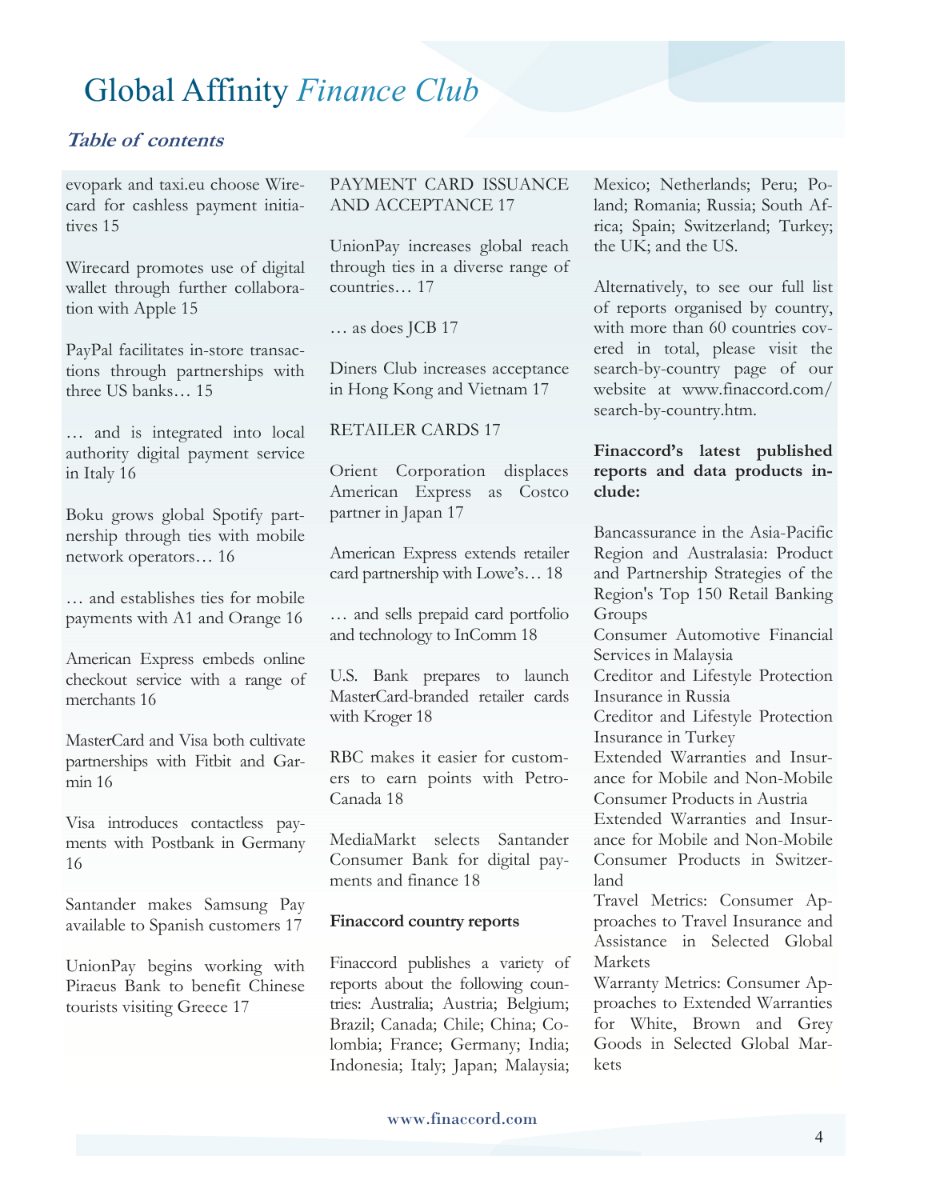# Global Affinity *Finance Club*

## *Table of contents*

evopark and taxi.eu choose Wirecard for cashless payment initiatives 15

Wirecard promotes use of digital wallet through further collaboration with Apple 15

PayPal facilitates in-store transactions through partnerships with three US banks… 15

… and is integrated into local authority digital payment service in Italy 16

Boku grows global Spotify partnership through ties with mobile network operators… 16

… and establishes ties for mobile payments with A1 and Orange 16

American Express embeds online checkout service with a range of merchants 16

MasterCard and Visa both cultivate partnerships with Fitbit and Garmin 16

Visa introduces contactless payments with Postbank in Germany 16

Santander makes Samsung Pay available to Spanish customers 17

UnionPay begins working with Piraeus Bank to benefit Chinese tourists visiting Greece 17

PAYMENT CARD ISSUANCE AND ACCEPTANCE 17

UnionPay increases global reach through ties in a diverse range of countries… 17

… as does JCB 17

Diners Club increases acceptance in Hong Kong and Vietnam 17

RETAILER CARDS 17

Orient Corporation displaces American Express as Costco partner in Japan 17

American Express extends retailer card partnership with Lowe's… 18

… and sells prepaid card portfolio and technology to InComm 18

U.S. Bank prepares to launch MasterCard-branded retailer cards with Kroger 18

RBC makes it easier for customers to earn points with Petro-Canada 18

MediaMarkt selects Santander Consumer Bank for digital payments and finance 18

**Finaccord country reports**

Finaccord publishes a variety of reports about the following countries: Australia; Austria; Belgium; Brazil; Canada; Chile; China; Colombia; France; Germany; India; Indonesia; Italy; Japan; Malaysia; Mexico; Netherlands; Peru; Poland; Romania; Russia; South Africa; Spain; Switzerland; Turkey; the UK; and the US.

Alternatively, to see our full list of reports organised by country, with more than 60 countries covered in total, please visit the search-by-country page of our website at www.finaccord.com/search-by-country.htm.

**Finaccord's latest published reports and data products include:**

Bancassurance in the Asia-Pacific Region and Australasia: Product and Partnership Strategies of the Region's Top 150 Retail Banking Groups
Consumer Automotive Financial Services in Malaysia
Creditor and Lifestyle Protection Insurance in Russia
Creditor and Lifestyle Protection Insurance in Turkey
Extended Warranties and Insurance for Mobile and Non-Mobile Consumer Products in Austria
Extended Warranties and Insurance for Mobile and Non-Mobile Consumer Products in Switzerland
Travel Metrics: Consumer Approaches to Travel Insurance and Assistance in Selected Global Markets
Warranty Metrics: Consumer Approaches to Extended Warranties for White, Brown and Grey Goods in Selected Global Markets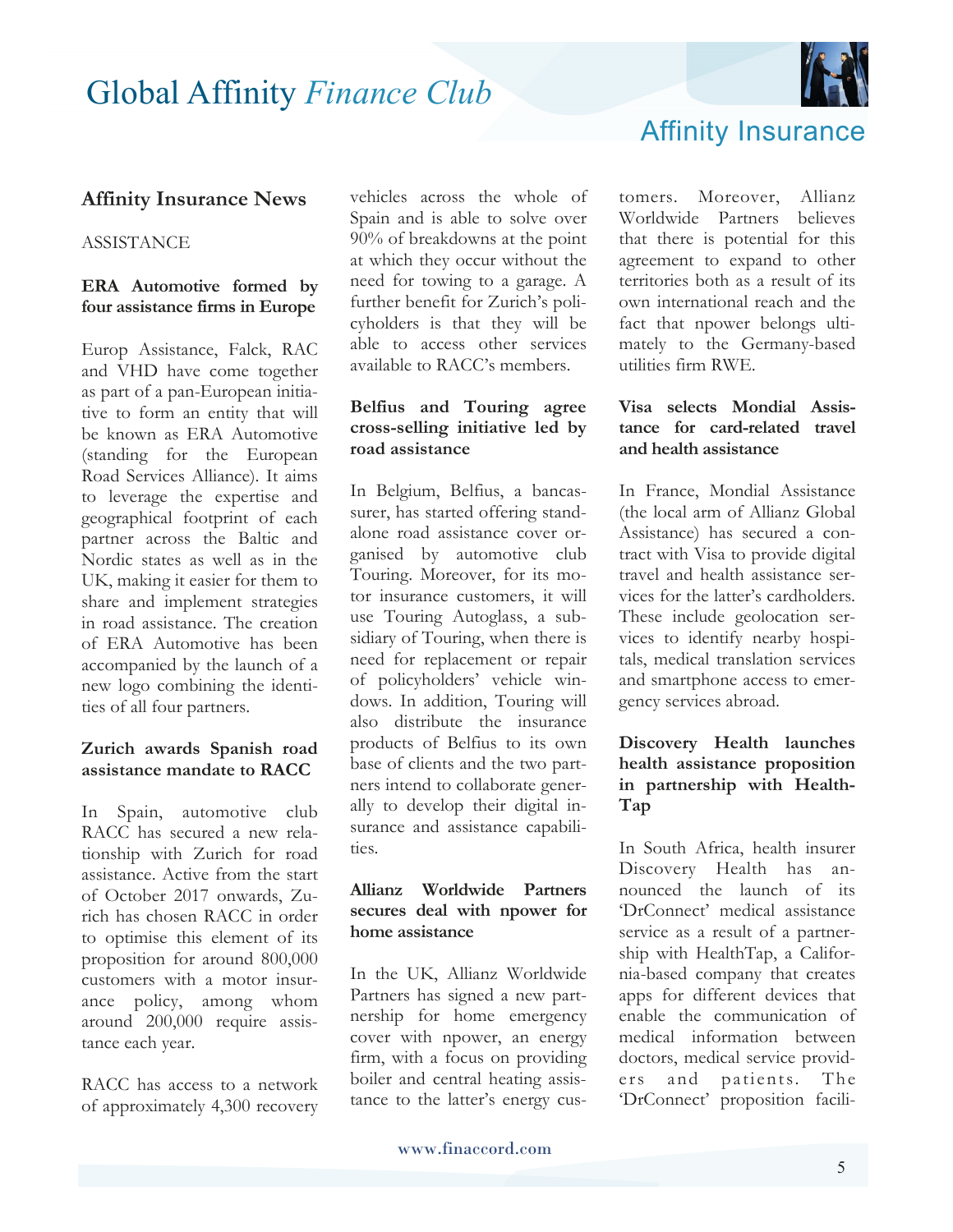## Affinity Insurance News

ASSISTANCE

### ERA Automotive formed by four assistance firms in Europe

Europ Assistance, Falck, RAC and VHD have come together as part of a pan-European initiative to form an entity that will be known as ERA Automotive (standing for the European Road Services Alliance). It aims to leverage the expertise and geographical footprint of each partner across the Baltic and Nordic states as well as in the UK, making it easier for them to share and implement strategies in road assistance. The creation of ERA Automotive has been accompanied by the launch of a new logo combining the identities of all four partners.

### Zurich awards Spanish road assistance mandate to RACC

In Spain, automotive club RACC has secured a new relationship with Zurich for road assistance. Active from the start of October 2017 onwards, Zurich has chosen RACC in order to optimise this element of its proposition for around 800,000 customers with a motor insurance policy, among whom around 200,000 require assistance each year.

RACC has access to a network of approximately 4,300 recovery vehicles across the whole of Spain and is able to solve over 90% of breakdowns at the point at which they occur without the need for towing to a garage. A further benefit for Zurich's policyholders is that they will be able to access other services available to RACC's members.

### Belfius and Touring agree cross-selling initiative led by road assistance

In Belgium, Belfius, a bancassurer, has started offering standalone road assistance cover organised by automotive club Touring. Moreover, for its motor insurance customers, it will use Touring Autoglass, a subsidiary of Touring, when there is need for replacement or repair of policyholders' vehicle windows. In addition, Touring will also distribute the insurance products of Belfius to its own base of clients and the two partners intend to collaborate generally to develop their digital insurance and assistance capabilities.

### Allianz Worldwide Partners secures deal with npower for home assistance

In the UK, Allianz Worldwide Partners has signed a new partnership for home emergency cover with npower, an energy firm, with a focus on providing boiler and central heating assistance to the latter's energy customers. Moreover, Allianz Worldwide Partners believes that there is potential for this agreement to expand to other territories both as a result of its own international reach and the fact that npower belongs ultimately to the Germany-based utilities firm RWE.

### Visa selects Mondial Assistance for card-related travel and health assistance

In France, Mondial Assistance (the local arm of Allianz Global Assistance) has secured a contract with Visa to provide digital travel and health assistance services for the latter's cardholders. These include geolocation services to identify nearby hospitals, medical translation services and smartphone access to emergency services abroad.

### Discovery Health launches health assistance proposition in partnership with HealthTap

In South Africa, health insurer Discovery Health has announced the launch of its 'DrConnect' medical assistance service as a result of a partnership with HealthTap, a California-based company that creates apps for different devices that enable the communication of medical information between doctors, medical service providers and patients. The 'DrConnect' proposition facili-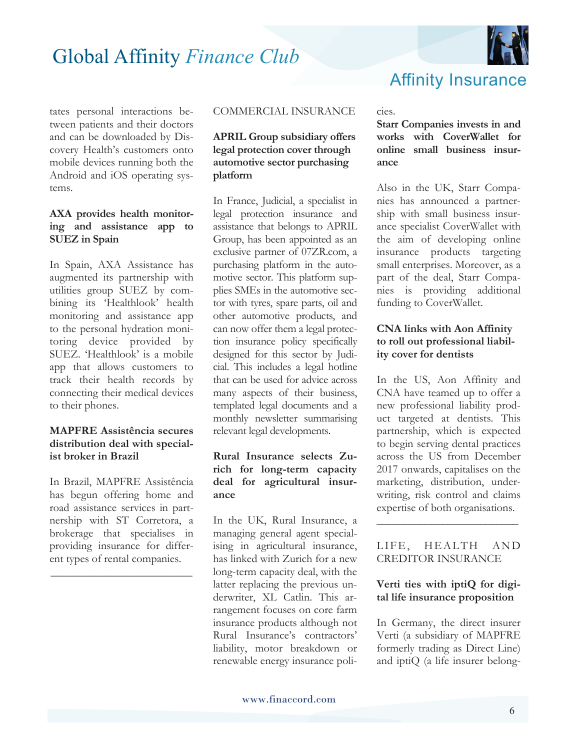tates personal interactions between patients and their doctors and can be downloaded by Discovery Health's customers onto mobile devices running both the Android and iOS operating systems.

### AXA provides health monitoring and assistance app to SUEZ in Spain

In Spain, AXA Assistance has augmented its partnership with utilities group SUEZ by combining its 'Healthlook' health monitoring and assistance app to the personal hydration monitoring device provided by SUEZ. 'Healthlook' is a mobile app that allows customers to track their health records by connecting their medical devices to their phones.

### MAPFRE Assistência secures distribution deal with specialist broker in Brazil

In Brazil, MAPFRE Assistência has begun offering home and road assistance services in partnership with ST Corretora, a brokerage that specialises in providing insurance for different types of rental companies.

---

## COMMERCIAL INSURANCE

### APRIL Group subsidiary offers legal protection cover through automotive sector purchasing platform

In France, Judicial, a specialist in legal protection insurance and assistance that belongs to APRIL Group, has been appointed as an exclusive partner of 07ZR.com, a purchasing platform in the automotive sector. This platform supplies SMEs in the automotive sector with tyres, spare parts, oil and other automotive products, and can now offer them a legal protection insurance policy specifically designed for this sector by Judicial. This includes a legal hotline that can be used for advice across many aspects of their business, templated legal documents and a monthly newsletter summarising relevant legal developments.

### Rural Insurance selects Zurich for long-term capacity deal for agricultural insurance

In the UK, Rural Insurance, a managing general agent specialising in agricultural insurance, has linked with Zurich for a new long-term capacity deal, with the latter replacing the previous underwriter, XL Catlin. This arrangement focuses on core farm insurance products although not Rural Insurance's contractors' liability, motor breakdown or renewable energy insurance policies.

### Starr Companies invests in and works with CoverWallet for online small business insurance

Also in the UK, Starr Companies has announced a partnership with small business insurance specialist CoverWallet with the aim of developing online insurance products targeting small enterprises. Moreover, as a part of the deal, Starr Companies is providing additional funding to CoverWallet.

### CNA links with Aon Affinity to roll out professional liability cover for dentists

In the US, Aon Affinity and CNA have teamed up to offer a new professional liability product targeted at dentists. This partnership, which is expected to begin serving dental practices across the US from December 2017 onwards, capitalises on the marketing, distribution, underwriting, risk control and claims expertise of both organisations.

---

## LIFE, HEALTH AND CREDITOR INSURANCE

### Verti ties with iptiQ for digital life insurance proposition

In Germany, the direct insurer Verti (a subsidiary of MAPFRE formerly trading as Direct Line) and iptiQ (a life insurer belong-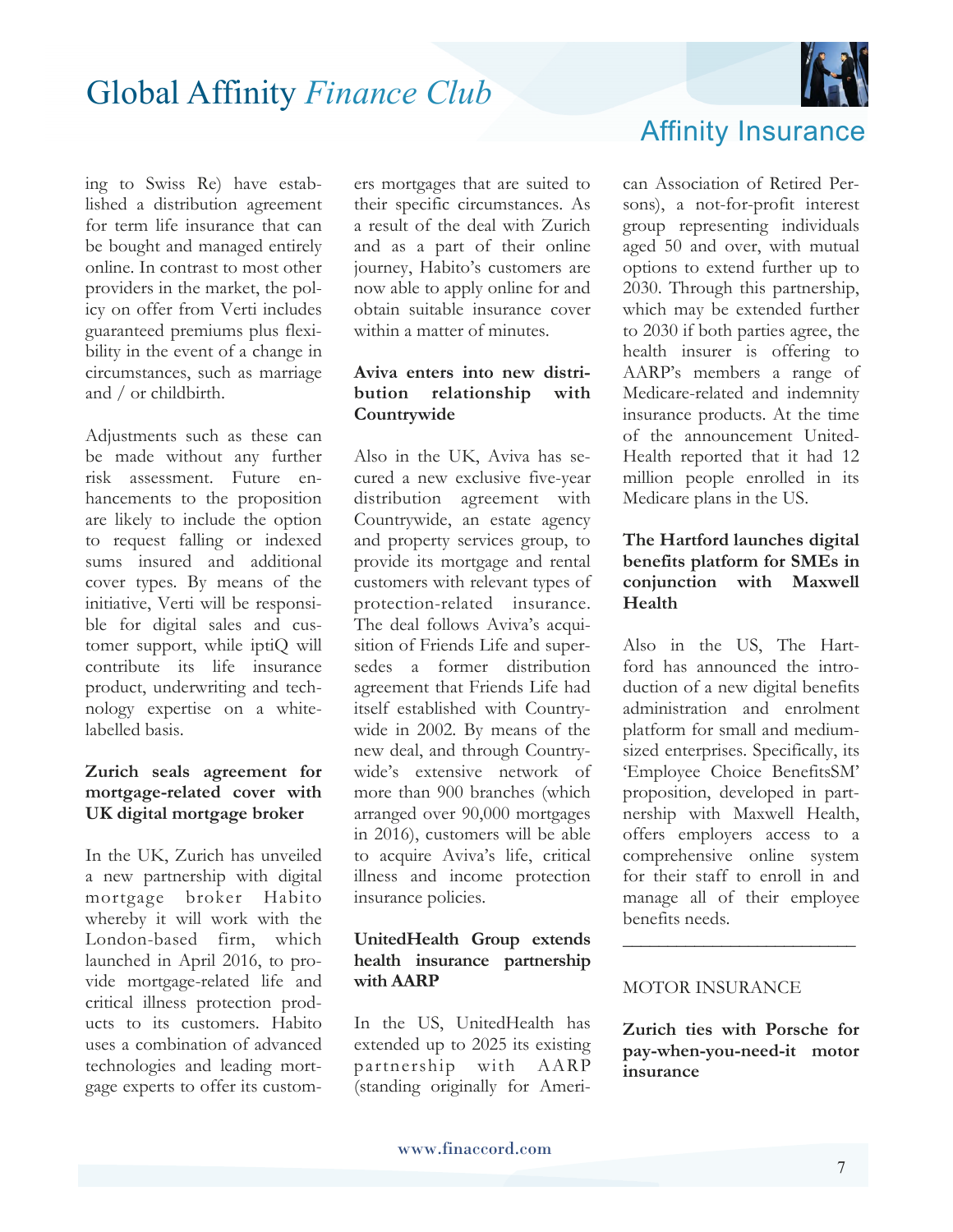ing to Swiss Re) have established a distribution agreement for term life insurance that can be bought and managed entirely online. In contrast to most other providers in the market, the policy on offer from Verti includes guaranteed premiums plus flexibility in the event of a change in circumstances, such as marriage and / or childbirth.

Adjustments such as these can be made without any further risk assessment. Future enhancements to the proposition are likely to include the option to request falling or indexed sums insured and additional cover types. By means of the initiative, Verti will be responsible for digital sales and customer support, while iptiQ will contribute its life insurance product, underwriting and technology expertise on a white-labelled basis.

**Zurich seals agreement for mortgage-related cover with UK digital mortgage broker**

In the UK, Zurich has unveiled a new partnership with digital mortgage broker Habito whereby it will work with the London-based firm, which launched in April 2016, to provide mortgage-related life and critical illness protection products to its customers. Habito uses a combination of advanced technologies and leading mortgage experts to offer its customers mortgages that are suited to their specific circumstances. As a result of the deal with Zurich and as a part of their online journey, Habito's customers are now able to apply online for and obtain suitable insurance cover within a matter of minutes.

**Aviva enters into new distribution relationship with Countrywide**

Also in the UK, Aviva has secured a new exclusive five-year distribution agreement with Countrywide, an estate agency and property services group, to provide its mortgage and rental customers with relevant types of protection-related insurance. The deal follows Aviva's acquisition of Friends Life and supersedes a former distribution agreement that Friends Life had itself established with Countrywide in 2002. By means of the new deal, and through Countrywide's extensive network of more than 900 branches (which arranged over 90,000 mortgages in 2016), customers will be able to acquire Aviva's life, critical illness and income protection insurance policies.

**UnitedHealth Group extends health insurance partnership with AARP**

In the US, UnitedHealth has extended up to 2025 its existing partnership with AARP (standing originally for American Association of Retired Persons), a not-for-profit interest group representing individuals aged 50 and over, with mutual options to extend further up to 2030. Through this partnership, which may be extended further to 2030 if both parties agree, the health insurer is offering to AARP's members a range of Medicare-related and indemnity insurance products. At the time of the announcement UnitedHealth reported that it had 12 million people enrolled in its Medicare plans in the US.

**The Hartford launches digital benefits platform for SMEs in conjunction with Maxwell Health**

Also in the US, The Hartford has announced the introduction of a new digital benefits administration and enrolment platform for small and medium-sized enterprises. Specifically, its 'Employee Choice BenefitsSM' proposition, developed in partnership with Maxwell Health, offers employers access to a comprehensive online system for their staff to enroll in and manage all of their employee benefits needs.

---

MOTOR INSURANCE

**Zurich ties with Porsche for pay-when-you-need-it motor insurance**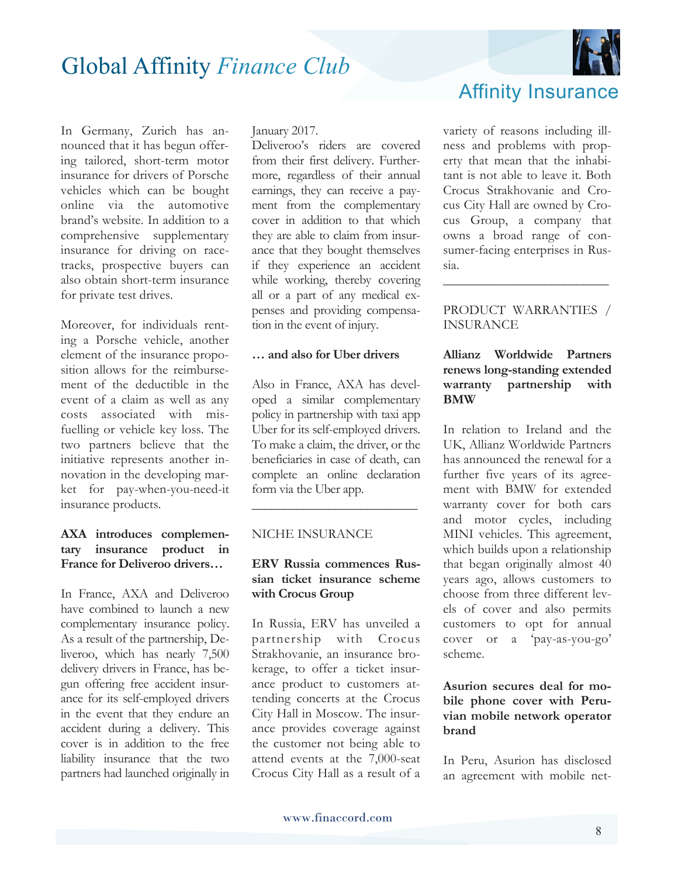In Germany, Zurich has announced that it has begun offering tailored, short-term motor insurance for drivers of Porsche vehicles which can be bought online via the automotive brand's website. In addition to a comprehensive supplementary insurance for driving on racetracks, prospective buyers can also obtain short-term insurance for private test drives.

Moreover, for individuals renting a Porsche vehicle, another element of the insurance proposition allows for the reimbursement of the deductible in the event of a claim as well as any costs associated with misfuelling or vehicle key loss. The two partners believe that the initiative represents another innovation in the developing market for pay-when-you-need-it insurance products.

**AXA introduces complementary insurance product in France for Deliveroo drivers…**

In France, AXA and Deliveroo have combined to launch a new complementary insurance policy. As a result of the partnership, Deliveroo, which has nearly 7,500 delivery drivers in France, has begun offering free accident insurance for its self-employed drivers in the event that they endure an accident during a delivery. This cover is in addition to the free liability insurance that the two partners had launched originally in January 2017.

Deliveroo's riders are covered from their first delivery. Furthermore, regardless of their annual earnings, they can receive a payment from the complementary cover in addition to that which they are able to claim from insurance that they bought themselves if they experience an accident while working, thereby covering all or a part of any medical expenses and providing compensation in the event of injury.

**… and also for Uber drivers**

Also in France, AXA has developed a similar complementary policy in partnership with taxi app Uber for its self-employed drivers. To make a claim, the driver, or the beneficiaries in case of death, can complete an online declaration form via the Uber app.

---

NICHE INSURANCE

**ERV Russia commences Russian ticket insurance scheme with Crocus Group**

In Russia, ERV has unveiled a partnership with Crocus Strakhovanie, an insurance brokerage, to offer a ticket insurance product to customers attending concerts at the Crocus City Hall in Moscow. The insurance provides coverage against the customer not being able to attend events at the 7,000-seat Crocus City Hall as a result of a variety of reasons including illness and problems with property that mean that the inhabitant is not able to leave it. Both Crocus Strakhovanie and Crocus City Hall are owned by Crocus Group, a company that owns a broad range of consumer-facing enterprises in Russia.

---

PRODUCT WARRANTIES / INSURANCE

**Allianz Worldwide Partners renews long-standing extended warranty partnership with BMW**

In relation to Ireland and the UK, Allianz Worldwide Partners has announced the renewal for a further five years of its agreement with BMW for extended warranty cover for both cars and motor cycles, including MINI vehicles. This agreement, which builds upon a relationship that began originally almost 40 years ago, allows customers to choose from three different levels of cover and also permits customers to opt for annual cover or a 'pay-as-you-go' scheme.

**Asurion secures deal for mobile phone cover with Peruvian mobile network operator brand**

In Peru, Asurion has disclosed an agreement with mobile net-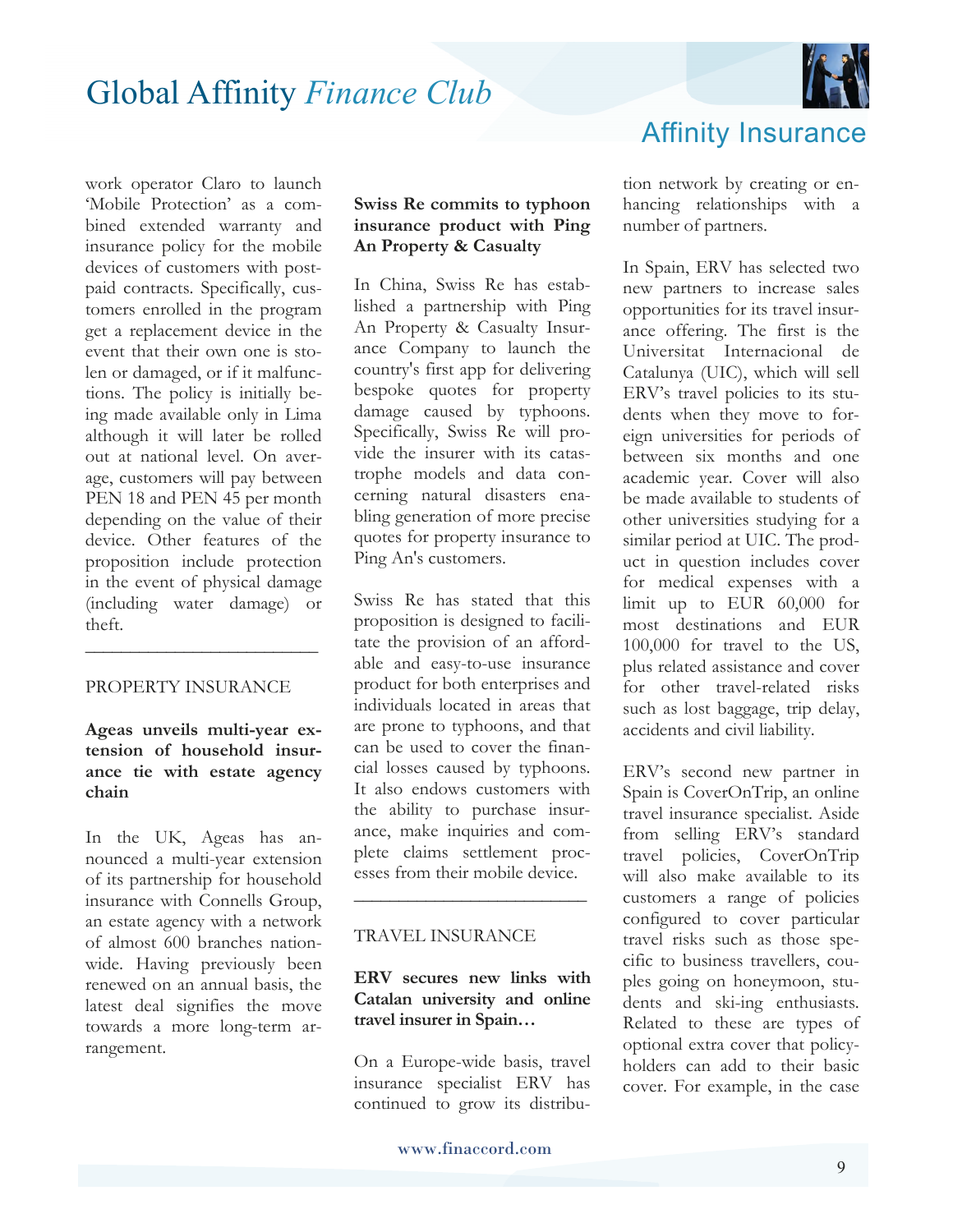work operator Claro to launch 'Mobile Protection' as a combined extended warranty and insurance policy for the mobile devices of customers with post-paid contracts. Specifically, customers enrolled in the program get a replacement device in the event that their own one is stolen or damaged, or if it malfunctions. The policy is initially being made available only in Lima although it will later be rolled out at national level. On average, customers will pay between PEN 18 and PEN 45 per month depending on the value of their device. Other features of the proposition include protection in the event of physical damage (including water damage) or theft.

---

PROPERTY INSURANCE

**Ageas unveils multi-year extension of household insurance tie with estate agency chain**

In the UK, Ageas has announced a multi-year extension of its partnership for household insurance with Connells Group, an estate agency with a network of almost 600 branches nationwide. Having previously been renewed on an annual basis, the latest deal signifies the move towards a more long-term arrangement.

**Swiss Re commits to typhoon insurance product with Ping An Property & Casualty**

In China, Swiss Re has established a partnership with Ping An Property & Casualty Insurance Company to launch the country's first app for delivering bespoke quotes for property damage caused by typhoons. Specifically, Swiss Re will provide the insurer with its catastrophe models and data concerning natural disasters enabling generation of more precise quotes for property insurance to Ping An's customers.

Swiss Re has stated that this proposition is designed to facilitate the provision of an affordable and easy-to-use insurance product for both enterprises and individuals located in areas that are prone to typhoons, and that can be used to cover the financial losses caused by typhoons. It also endows customers with the ability to purchase insurance, make inquiries and complete claims settlement processes from their mobile device.

---

TRAVEL INSURANCE

**ERV secures new links with Catalan university and online travel insurer in Spain…**

On a Europe-wide basis, travel insurance specialist ERV has continued to grow its distribution network by creating or enhancing relationships with a number of partners.

In Spain, ERV has selected two new partners to increase sales opportunities for its travel insurance offering. The first is the Universitat Internacional de Catalunya (UIC), which will sell ERV's travel policies to its students when they move to foreign universities for periods of between six months and one academic year. Cover will also be made available to students of other universities studying for a similar period at UIC. The product in question includes cover for medical expenses with a limit up to EUR 60,000 for most destinations and EUR 100,000 for travel to the US, plus related assistance and cover for other travel-related risks such as lost baggage, trip delay, accidents and civil liability.

ERV's second new partner in Spain is CoverOnTrip, an online travel insurance specialist. Aside from selling ERV's standard travel policies, CoverOnTrip will also make available to its customers a range of policies configured to cover particular travel risks such as those specific to business travellers, couples going on honeymoon, students and ski-ing enthusiasts. Related to these are types of optional extra cover that policyholders can add to their basic cover. For example, in the case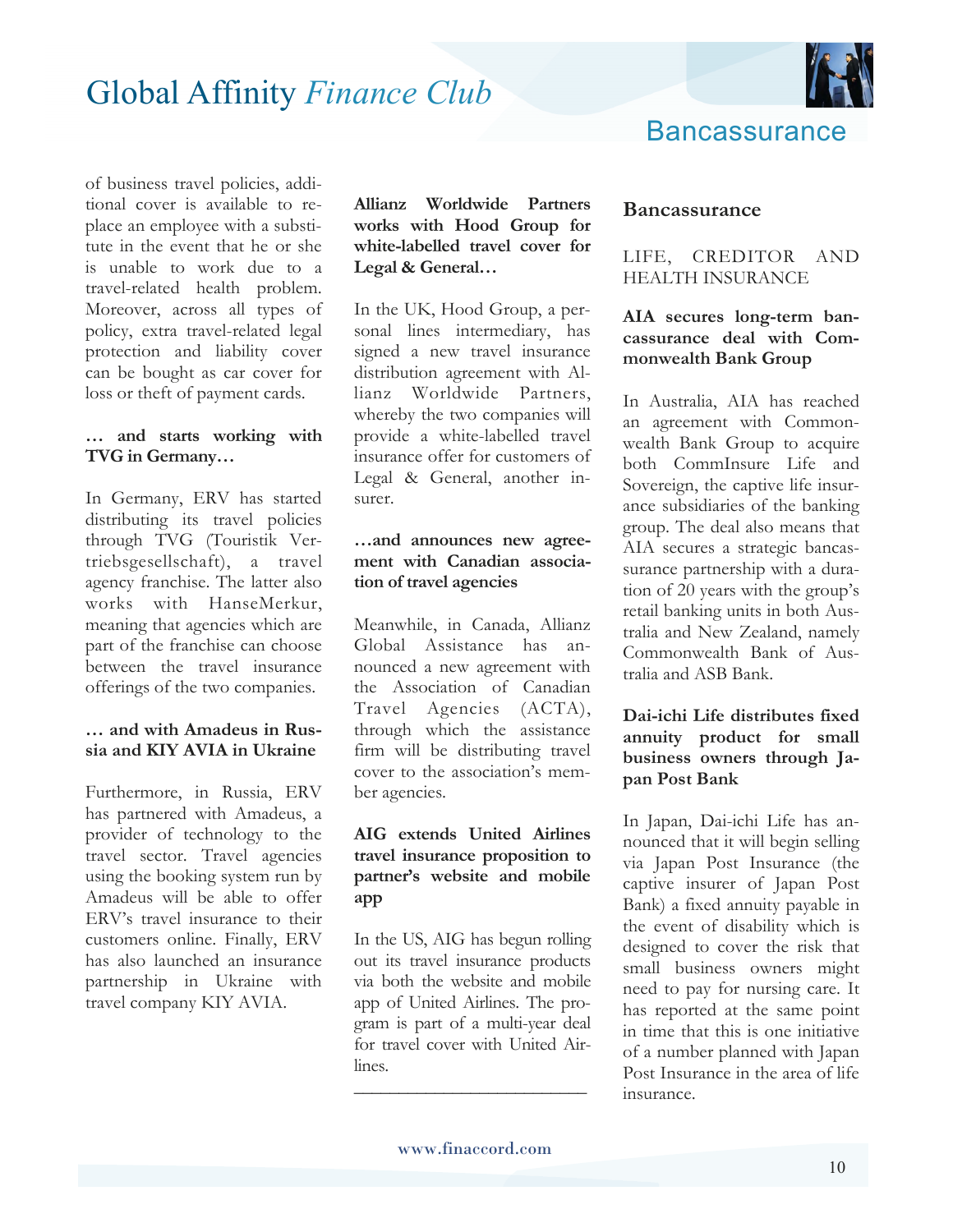of business travel policies, additional cover is available to replace an employee with a substitute in the event that he or she is unable to work due to a travel-related health problem. Moreover, across all types of policy, extra travel-related legal protection and liability cover can be bought as car cover for loss or theft of payment cards.

**… and starts working with TVG in Germany…**

In Germany, ERV has started distributing its travel policies through TVG (Touristik Vertriebsgesellschaft), a travel agency franchise. The latter also works with HanseMerkur, meaning that agencies which are part of the franchise can choose between the travel insurance offerings of the two companies.

**… and with Amadeus in Russia and KIY AVIA in Ukraine**

Furthermore, in Russia, ERV has partnered with Amadeus, a provider of technology to the travel sector. Travel agencies using the booking system run by Amadeus will be able to offer ERV's travel insurance to their customers online. Finally, ERV has also launched an insurance partnership in Ukraine with travel company KIY AVIA.

**Allianz Worldwide Partners works with Hood Group for white-labelled travel cover for Legal & General…**

In the UK, Hood Group, a personal lines intermediary, has signed a new travel insurance distribution agreement with Allianz Worldwide Partners, whereby the two companies will provide a white-labelled travel insurance offer for customers of Legal & General, another insurer.

**…and announces new agreement with Canadian association of travel agencies**

Meanwhile, in Canada, Allianz Global Assistance has announced a new agreement with the Association of Canadian Travel Agencies (ACTA), through which the assistance firm will be distributing travel cover to the association's member agencies.

**AIG extends United Airlines travel insurance proposition to partner's website and mobile app**

In the US, AIG has begun rolling out its travel insurance products via both the website and mobile app of United Airlines. The program is part of a multi-year deal for travel cover with United Airlines.

---

## Bancassurance

### LIFE, CREDITOR AND HEALTH INSURANCE

**AIA secures long-term bancassurance deal with Commonwealth Bank Group**

In Australia, AIA has reached an agreement with Commonwealth Bank Group to acquire both CommInsure Life and Sovereign, the captive life insurance subsidiaries of the banking group. The deal also means that AIA secures a strategic bancassurance partnership with a duration of 20 years with the group's retail banking units in both Australia and New Zealand, namely Commonwealth Bank of Australia and ASB Bank.

**Dai-ichi Life distributes fixed annuity product for small business owners through Japan Post Bank**

In Japan, Dai-ichi Life has announced that it will begin selling via Japan Post Insurance (the captive insurer of Japan Post Bank) a fixed annuity payable in the event of disability which is designed to cover the risk that small business owners might need to pay for nursing care. It has reported at the same point in time that this is one initiative of a number planned with Japan Post Insurance in the area of life insurance.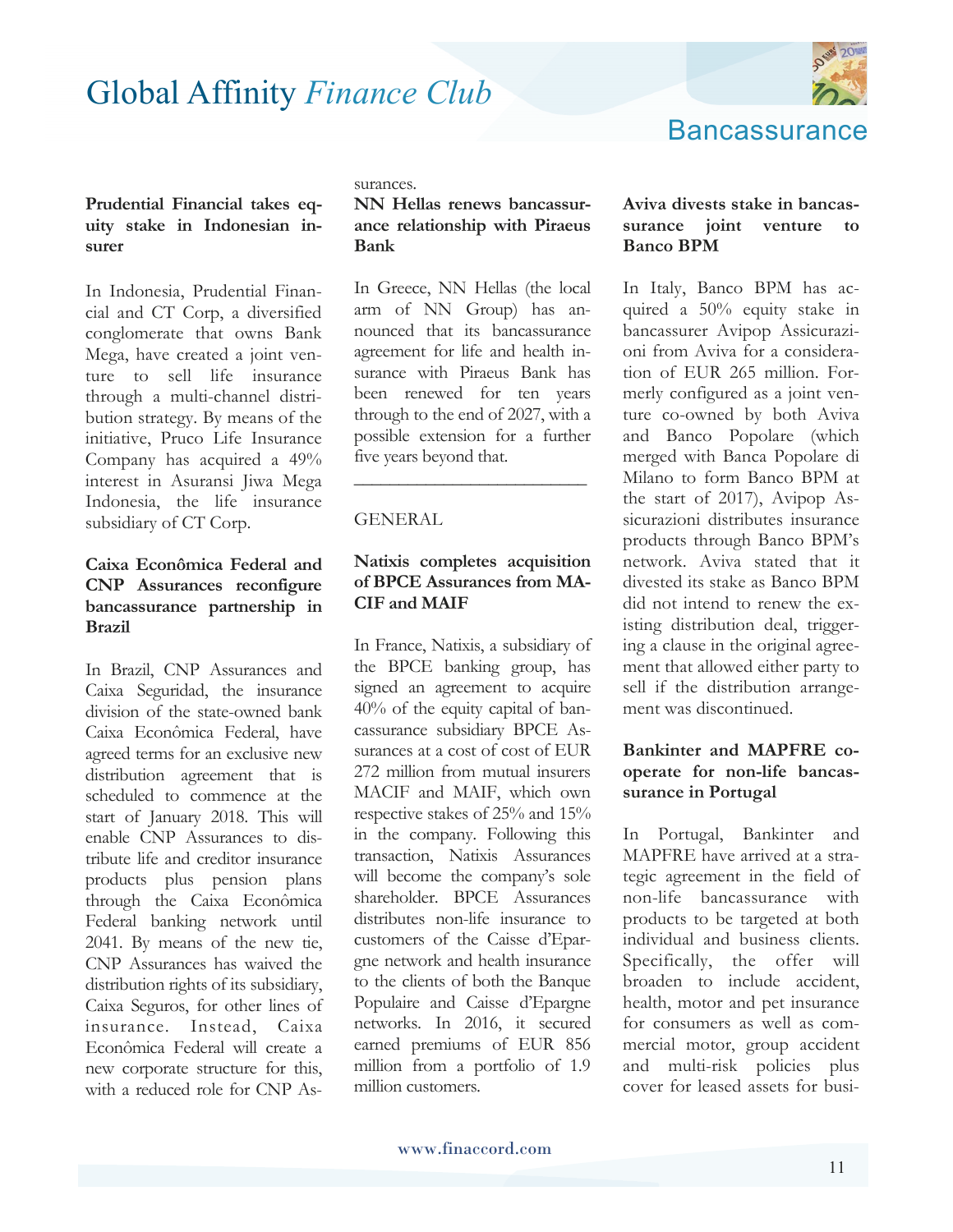### Prudential Financial takes equity stake in Indonesian insurer

In Indonesia, Prudential Financial and CT Corp, a diversified conglomerate that owns Bank Mega, have created a joint venture to sell life insurance through a multi-channel distribution strategy. By means of the initiative, Pruco Life Insurance Company has acquired a 49% interest in Asuransi Jiwa Mega Indonesia, the life insurance subsidiary of CT Corp.

### Caixa Econômica Federal and CNP Assurances reconfigure bancassurance partnership in Brazil

In Brazil, CNP Assurances and Caixa Seguridad, the insurance division of the state-owned bank Caixa Econômica Federal, have agreed terms for an exclusive new distribution agreement that is scheduled to commence at the start of January 2018. This will enable CNP Assurances to distribute life and creditor insurance products plus pension plans through the Caixa Econômica Federal banking network until 2041. By means of the new tie, CNP Assurances has waived the distribution rights of its subsidiary, Caixa Seguros, for other lines of insurance. Instead, Caixa Econômica Federal will create a new corporate structure for this, with a reduced role for CNP Assurances.

### NN Hellas renews bancassurance relationship with Piraeus Bank

In Greece, NN Hellas (the local arm of NN Group) has announced that its bancassurance agreement for life and health insurance with Piraeus Bank has been renewed for ten years through to the end of 2027, with a possible extension for a further five years beyond that.

---

## GENERAL

### Natixis completes acquisition of BPCE Assurances from MACIF and MAIF

In France, Natixis, a subsidiary of the BPCE banking group, has signed an agreement to acquire 40% of the equity capital of bancassurance subsidiary BPCE Assurances at a cost of cost of EUR 272 million from mutual insurers MACIF and MAIF, which own respective stakes of 25% and 15% in the company. Following this transaction, Natixis Assurances will become the company's sole shareholder. BPCE Assurances distributes non-life insurance to customers of the Caisse d'Epargne network and health insurance to the clients of both the Banque Populaire and Caisse d'Epargne networks. In 2016, it secured earned premiums of EUR 856 million from a portfolio of 1.9 million customers.

### Aviva divests stake in bancassurance joint venture to Banco BPM

In Italy, Banco BPM has acquired a 50% equity stake in bancassurer Avipop Assicurazioni from Aviva for a consideration of EUR 265 million. Formerly configured as a joint venture co-owned by both Aviva and Banco Popolare (which merged with Banca Popolare di Milano to form Banco BPM at the start of 2017), Avipop Assicurazioni distributes insurance products through Banco BPM's network. Aviva stated that it divested its stake as Banco BPM did not intend to renew the existing distribution deal, triggering a clause in the original agreement that allowed either party to sell if the distribution arrangement was discontinued.

### Bankinter and MAPFRE cooperate for non-life bancassurance in Portugal

In Portugal, Bankinter and MAPFRE have arrived at a strategic agreement in the field of non-life bancassurance with products to be targeted at both individual and business clients. Specifically, the offer will broaden to include accident, health, motor and pet insurance for consumers as well as commercial motor, group accident and multi-risk policies plus cover for leased assets for busi-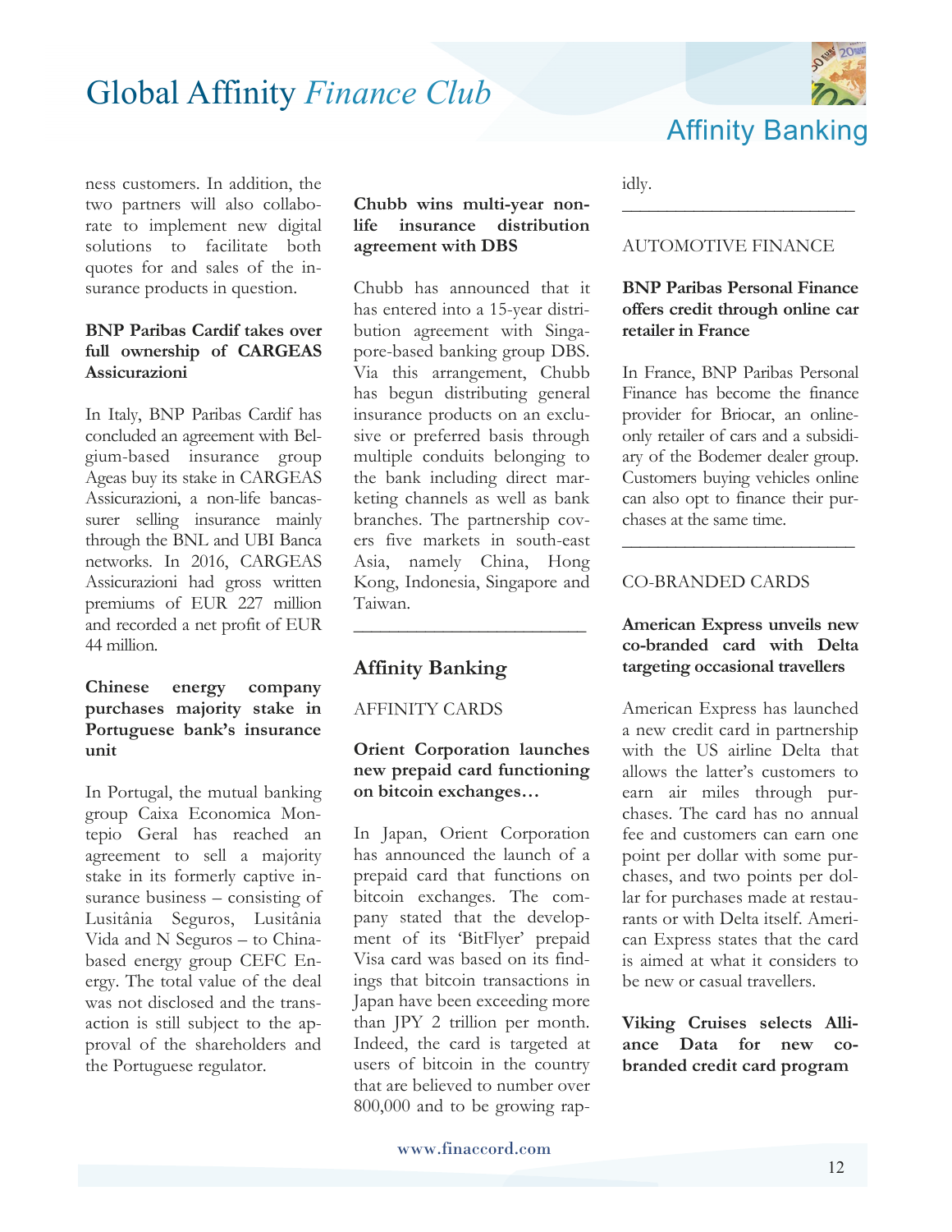ness customers. In addition, the two partners will also collaborate to implement new digital solutions to facilitate both quotes for and sales of the insurance products in question.

**BNP Paribas Cardif takes over full ownership of CARGEAS Assicurazioni**

In Italy, BNP Paribas Cardif has concluded an agreement with Belgium-based insurance group Ageas buy its stake in CARGEAS Assicurazioni, a non-life bancassurer selling insurance mainly through the BNL and UBI Banca networks. In 2016, CARGEAS Assicurazioni had gross written premiums of EUR 227 million and recorded a net profit of EUR 44 million.

**Chinese energy company purchases majority stake in Portuguese bank's insurance unit**

In Portugal, the mutual banking group Caixa Economica Montepio Geral has reached an agreement to sell a majority stake in its formerly captive insurance business – consisting of Lusitânia Seguros, Lusitânia Vida and N Seguros – to China-based energy group CEFC Energy. The total value of the deal was not disclosed and the transaction is still subject to the approval of the shareholders and the Portuguese regulator.

**Chubb wins multi-year non-life insurance distribution agreement with DBS**

Chubb has announced that it has entered into a 15-year distribution agreement with Singapore-based banking group DBS. Via this arrangement, Chubb has begun distributing general insurance products on an exclusive or preferred basis through multiple conduits belonging to the bank including direct marketing channels as well as bank branches. The partnership covers five markets in south-east Asia, namely China, Hong Kong, Indonesia, Singapore and Taiwan.

---

## Affinity Banking

AFFINITY CARDS

**Orient Corporation launches new prepaid card functioning on bitcoin exchanges…**

In Japan, Orient Corporation has announced the launch of a prepaid card that functions on bitcoin exchanges. The company stated that the development of its 'BitFlyer' prepaid Visa card was based on its findings that bitcoin transactions in Japan have been exceeding more than JPY 2 trillion per month. Indeed, the card is targeted at users of bitcoin in the country that are believed to number over 800,000 and to be growing rapidly.

---

AUTOMOTIVE FINANCE

**BNP Paribas Personal Finance offers credit through online car retailer in France**

In France, BNP Paribas Personal Finance has become the finance provider for Briocar, an online-only retailer of cars and a subsidiary of the Bodemer dealer group. Customers buying vehicles online can also opt to finance their purchases at the same time.

---

CO-BRANDED CARDS

**American Express unveils new co-branded card with Delta targeting occasional travellers**

American Express has launched a new credit card in partnership with the US airline Delta that allows the latter's customers to earn air miles through purchases. The card has no annual fee and customers can earn one point per dollar with some purchases, and two points per dollar for purchases made at restaurants or with Delta itself. American Express states that the card is aimed at what it considers to be new or casual travellers.

**Viking Cruises selects Alliance Data for new co-branded credit card program**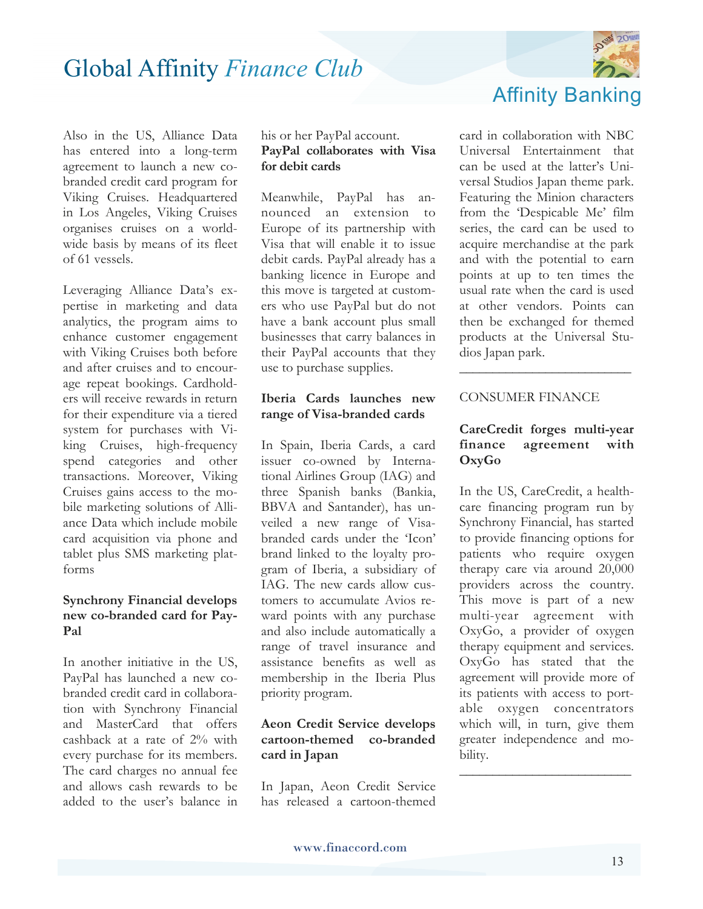Also in the US, Alliance Data has entered into a long-term agreement to launch a new co-branded credit card program for Viking Cruises. Headquartered in Los Angeles, Viking Cruises organises cruises on a worldwide basis by means of its fleet of 61 vessels.

Leveraging Alliance Data's expertise in marketing and data analytics, the program aims to enhance customer engagement with Viking Cruises both before and after cruises and to encourage repeat bookings. Cardholders will receive rewards in return for their expenditure via a tiered system for purchases with Viking Cruises, high-frequency spend categories and other transactions. Moreover, Viking Cruises gains access to the mobile marketing solutions of Alliance Data which include mobile card acquisition via phone and tablet plus SMS marketing platforms

**Synchrony Financial develops new co-branded card for PayPal**

In another initiative in the US, PayPal has launched a new co-branded credit card in collaboration with Synchrony Financial and MasterCard that offers cashback at a rate of 2% with every purchase for its members. The card charges no annual fee and allows cash rewards to be added to the user's balance in his or her PayPal account.

**PayPal collaborates with Visa for debit cards**

Meanwhile, PayPal has announced an extension to Europe of its partnership with Visa that will enable it to issue debit cards. PayPal already has a banking licence in Europe and this move is targeted at customers who use PayPal but do not have a bank account plus small businesses that carry balances in their PayPal accounts that they use to purchase supplies.

**Iberia Cards launches new range of Visa-branded cards**

In Spain, Iberia Cards, a card issuer co-owned by International Airlines Group (IAG) and three Spanish banks (Bankia, BBVA and Santander), has unveiled a new range of Visa-branded cards under the 'Icon' brand linked to the loyalty program of Iberia, a subsidiary of IAG. The new cards allow customers to accumulate Avios reward points with any purchase and also include automatically a range of travel insurance and assistance benefits as well as membership in the Iberia Plus priority program.

**Aeon Credit Service develops cartoon-themed co-branded card in Japan**

In Japan, Aeon Credit Service has released a cartoon-themed card in collaboration with NBC Universal Entertainment that can be used at the latter's Universal Studios Japan theme park. Featuring the Minion characters from the 'Despicable Me' film series, the card can be used to acquire merchandise at the park and with the potential to earn points at up to ten times the usual rate when the card is used at other vendors. Points can then be exchanged for themed products at the Universal Studios Japan park.

---

CONSUMER FINANCE

**CareCredit forges multi-year finance agreement with OxyGo**

In the US, CareCredit, a healthcare financing program run by Synchrony Financial, has started to provide financing options for patients who require oxygen therapy care via around 20,000 providers across the country. This move is part of a new multi-year agreement with OxyGo, a provider of oxygen therapy equipment and services. OxyGo has stated that the agreement will provide more of its patients with access to portable oxygen concentrators which will, in turn, give them greater independence and mobility.

---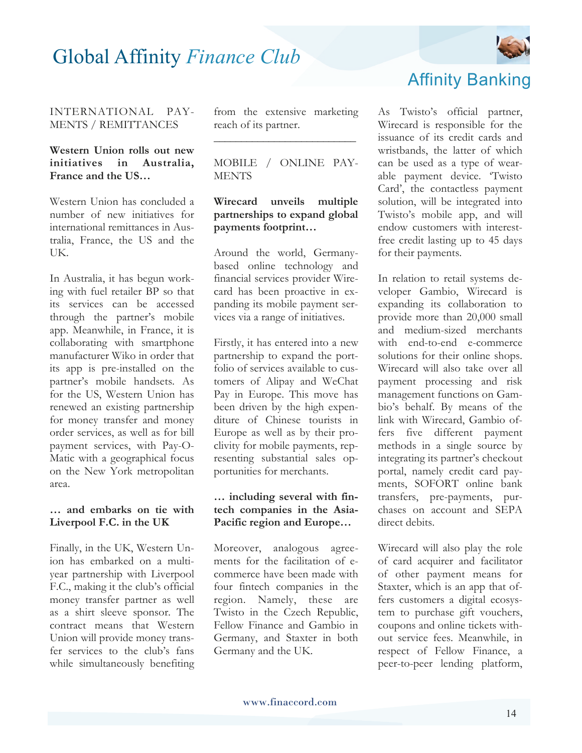INTERNATIONAL PAYMENTS / REMITTANCES

**Western Union rolls out new initiatives in Australia, France and the US…**

Western Union has concluded a number of new initiatives for international remittances in Australia, France, the US and the UK.

In Australia, it has begun working with fuel retailer BP so that its services can be accessed through the partner's mobile app. Meanwhile, in France, it is collaborating with smartphone manufacturer Wiko in order that its app is pre-installed on the partner's mobile handsets. As for the US, Western Union has renewed an existing partnership for money transfer and money order services, as well as for bill payment services, with Pay-O-Matic with a geographical focus on the New York metropolitan area.

**… and embarks on tie with Liverpool F.C. in the UK**

Finally, in the UK, Western Union has embarked on a multi-year partnership with Liverpool F.C., making it the club's official money transfer partner as well as a shirt sleeve sponsor. The contract means that Western Union will provide money transfer services to the club's fans while simultaneously benefiting from the extensive marketing reach of its partner.

---

MOBILE / ONLINE PAYMENTS

**Wirecard unveils multiple partnerships to expand global payments footprint…**

Around the world, Germany-based online technology and financial services provider Wirecard has been proactive in expanding its mobile payment services via a range of initiatives.

Firstly, it has entered into a new partnership to expand the portfolio of services available to customers of Alipay and WeChat Pay in Europe. This move has been driven by the high expenditure of Chinese tourists in Europe as well as by their proclivity for mobile payments, representing substantial sales opportunities for merchants.

**… including several with fintech companies in the Asia-Pacific region and Europe…**

Moreover, analogous agreements for the facilitation of e-commerce have been made with four fintech companies in the region. Namely, these are Twisto in the Czech Republic, Fellow Finance and Gambio in Germany, and Staxter in both Germany and the UK.

As Twisto's official partner, Wirecard is responsible for the issuance of its credit cards and wristbands, the latter of which can be used as a type of wearable payment device. 'Twisto Card', the contactless payment solution, will be integrated into Twisto's mobile app, and will endow customers with interest-free credit lasting up to 45 days for their payments.

In relation to retail systems developer Gambio, Wirecard is expanding its collaboration to provide more than 20,000 small and medium-sized merchants with end-to-end e-commerce solutions for their online shops. Wirecard will also take over all payment processing and risk management functions on Gambio's behalf. By means of the link with Wirecard, Gambio offers five different payment methods in a single source by integrating its partner's checkout portal, namely credit card payments, SOFORT online bank transfers, pre-payments, purchases on account and SEPA direct debits.

Wirecard will also play the role of card acquirer and facilitator of other payment means for Staxter, which is an app that offers customers a digital ecosystem to purchase gift vouchers, coupons and online tickets without service fees. Meanwhile, in respect of Fellow Finance, a peer-to-peer lending platform,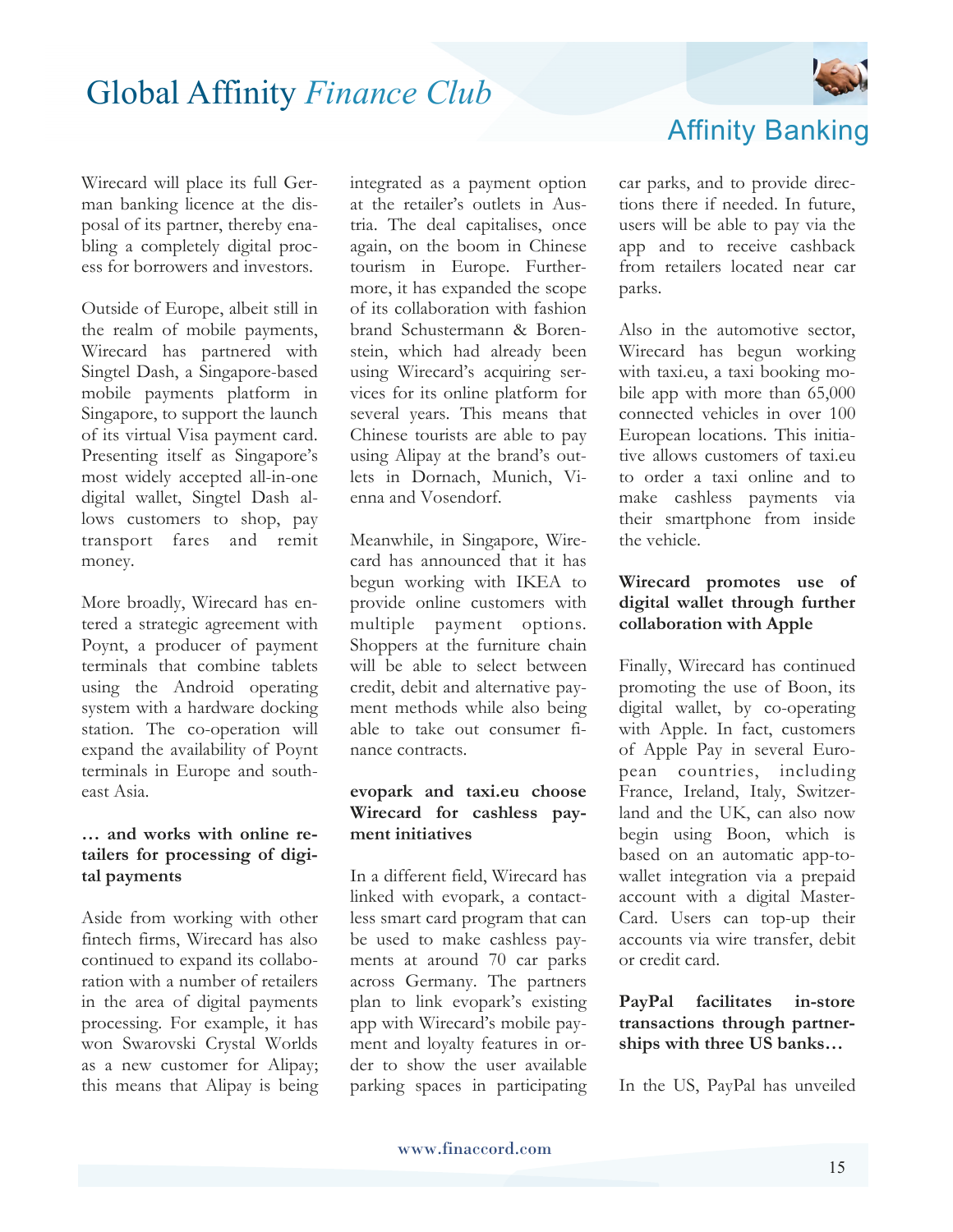Wirecard will place its full German banking licence at the disposal of its partner, thereby enabling a completely digital process for borrowers and investors.

Outside of Europe, albeit still in the realm of mobile payments, Wirecard has partnered with Singtel Dash, a Singapore-based mobile payments platform in Singapore, to support the launch of its virtual Visa payment card. Presenting itself as Singapore's most widely accepted all-in-one digital wallet, Singtel Dash allows customers to shop, pay transport fares and remit money.

More broadly, Wirecard has entered a strategic agreement with Poynt, a producer of payment terminals that combine tablets using the Android operating system with a hardware docking station. The co-operation will expand the availability of Poynt terminals in Europe and south-east Asia.

**… and works with online retailers for processing of digital payments**

Aside from working with other fintech firms, Wirecard has also continued to expand its collaboration with a number of retailers in the area of digital payments processing. For example, it has won Swarovski Crystal Worlds as a new customer for Alipay; this means that Alipay is being integrated as a payment option at the retailer's outlets in Austria. The deal capitalises, once again, on the boom in Chinese tourism in Europe. Furthermore, it has expanded the scope of its collaboration with fashion brand Schustermann & Borenstein, which had already been using Wirecard's acquiring services for its online platform for several years. This means that Chinese tourists are able to pay using Alipay at the brand's outlets in Dornach, Munich, Vienna and Vosendorf.

Meanwhile, in Singapore, Wirecard has announced that it has begun working with IKEA to provide online customers with multiple payment options. Shoppers at the furniture chain will be able to select between credit, debit and alternative payment methods while also being able to take out consumer finance contracts.

**evopark and taxi.eu choose Wirecard for cashless payment initiatives**

In a different field, Wirecard has linked with evopark, a contactless smart card program that can be used to make cashless payments at around 70 car parks across Germany. The partners plan to link evopark's existing app with Wirecard's mobile payment and loyalty features in order to show the user available parking spaces in participating car parks, and to provide directions there if needed. In future, users will be able to pay via the app and to receive cashback from retailers located near car parks.

Also in the automotive sector, Wirecard has begun working with taxi.eu, a taxi booking mobile app with more than 65,000 connected vehicles in over 100 European locations. This initiative allows customers of taxi.eu to order a taxi online and to make cashless payments via their smartphone from inside the vehicle.

**Wirecard promotes use of digital wallet through further collaboration with Apple**

Finally, Wirecard has continued promoting the use of Boon, its digital wallet, by co-operating with Apple. In fact, customers of Apple Pay in several European countries, including France, Ireland, Italy, Switzerland and the UK, can also now begin using Boon, which is based on an automatic app-to-wallet integration via a prepaid account with a digital MasterCard. Users can top-up their accounts via wire transfer, debit or credit card.

**PayPal facilitates in-store transactions through partnerships with three US banks…**

In the US, PayPal has unveiled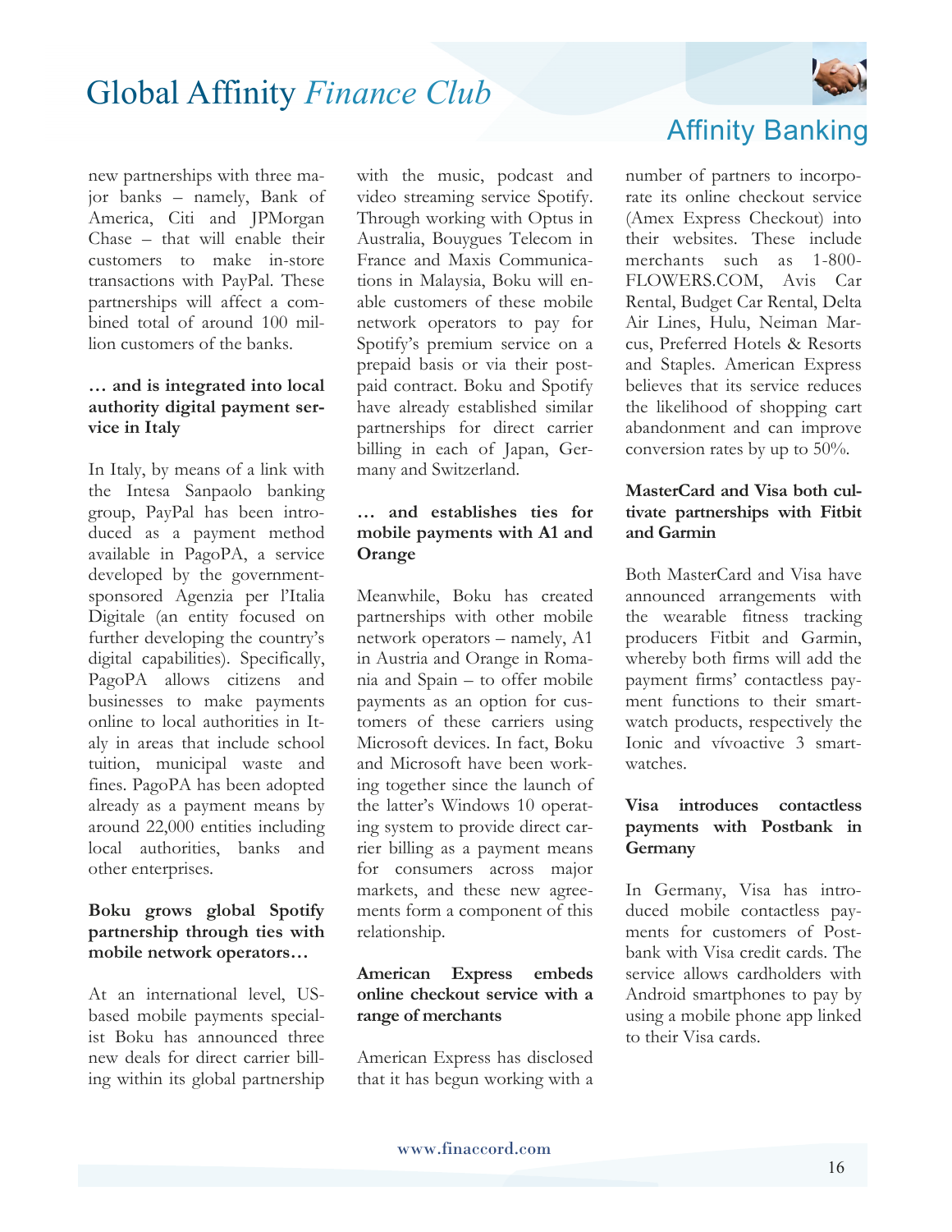new partnerships with three major banks – namely, Bank of America, Citi and JPMorgan Chase – that will enable their customers to make in-store transactions with PayPal. These partnerships will affect a combined total of around 100 million customers of the banks.

**… and is integrated into local authority digital payment service in Italy**

In Italy, by means of a link with the Intesa Sanpaolo banking group, PayPal has been introduced as a payment method available in PagoPA, a service developed by the government-sponsored Agenzia per l'Italia Digitale (an entity focused on further developing the country's digital capabilities). Specifically, PagoPA allows citizens and businesses to make payments online to local authorities in Italy in areas that include school tuition, municipal waste and fines. PagoPA has been adopted already as a payment means by around 22,000 entities including local authorities, banks and other enterprises.

**Boku grows global Spotify partnership through ties with mobile network operators…**

At an international level, US-based mobile payments specialist Boku has announced three new deals for direct carrier billing within its global partnership with the music, podcast and video streaming service Spotify. Through working with Optus in Australia, Bouygues Telecom in France and Maxis Communications in Malaysia, Boku will enable customers of these mobile network operators to pay for Spotify's premium service on a prepaid basis or via their postpaid contract. Boku and Spotify have already established similar partnerships for direct carrier billing in each of Japan, Germany and Switzerland.

**… and establishes ties for mobile payments with A1 and Orange**

Meanwhile, Boku has created partnerships with other mobile network operators – namely, A1 in Austria and Orange in Romania and Spain – to offer mobile payments as an option for customers of these carriers using Microsoft devices. In fact, Boku and Microsoft have been working together since the launch of the latter's Windows 10 operating system to provide direct carrier billing as a payment means for consumers across major markets, and these new agreements form a component of this relationship.

**American Express embeds online checkout service with a range of merchants**

American Express has disclosed that it has begun working with a number of partners to incorporate its online checkout service (Amex Express Checkout) into their websites. These include merchants such as 1-800-FLOWERS.COM, Avis Car Rental, Budget Car Rental, Delta Air Lines, Hulu, Neiman Marcus, Preferred Hotels & Resorts and Staples. American Express believes that its service reduces the likelihood of shopping cart abandonment and can improve conversion rates by up to 50%.

**MasterCard and Visa both cultivate partnerships with Fitbit and Garmin**

Both MasterCard and Visa have announced arrangements with the wearable fitness tracking producers Fitbit and Garmin, whereby both firms will add the payment firms' contactless payment functions to their smartwatch products, respectively the Ionic and vívoactive 3 smartwatches.

**Visa introduces contactless payments with Postbank in Germany**

In Germany, Visa has introduced mobile contactless payments for customers of Postbank with Visa credit cards. The service allows cardholders with Android smartphones to pay by using a mobile phone app linked to their Visa cards.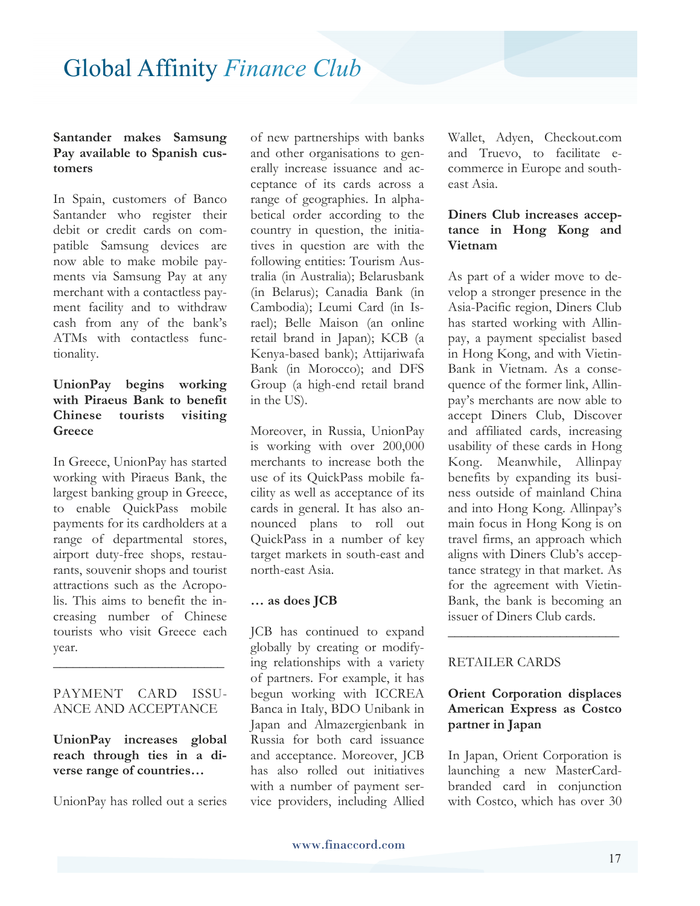### Santander makes Samsung Pay available to Spanish customers

In Spain, customers of Banco Santander who register their debit or credit cards on compatible Samsung devices are now able to make mobile payments via Samsung Pay at any merchant with a contactless payment facility and to withdraw cash from any of the bank's ATMs with contactless functionality.

### UnionPay begins working with Piraeus Bank to benefit Chinese tourists visiting Greece

In Greece, UnionPay has started working with Piraeus Bank, the largest banking group in Greece, to enable QuickPass mobile payments for its cardholders at a range of departmental stores, airport duty-free shops, restaurants, souvenir shops and tourist attractions such as the Acropolis. This aims to benefit the increasing number of Chinese tourists who visit Greece each year.

---

## PAYMENT CARD ISSUANCE AND ACCEPTANCE

### UnionPay increases global reach through ties in a diverse range of countries…

UnionPay has rolled out a series of new partnerships with banks and other organisations to generally increase issuance and acceptance of its cards across a range of geographies. In alphabetical order according to the country in question, the initiatives in question are with the following entities: Tourism Australia (in Australia); Belarusbank (in Belarus); Canadia Bank (in Cambodia); Leumi Card (in Israel); Belle Maison (an online retail brand in Japan); KCB (a Kenya-based bank); Attijariwafa Bank (in Morocco); and DFS Group (a high-end retail brand in the US).

Moreover, in Russia, UnionPay is working with over 200,000 merchants to increase both the use of its QuickPass mobile facility as well as acceptance of its cards in general. It has also announced plans to roll out QuickPass in a number of key target markets in south-east and north-east Asia.

### … as does JCB

JCB has continued to expand globally by creating or modifying relationships with a variety of partners. For example, it has begun working with ICCREA Banca in Italy, BDO Unibank in Japan and Almazergienbank in Russia for both card issuance and acceptance. Moreover, JCB has also rolled out initiatives with a number of payment service providers, including Allied Wallet, Adyen, Checkout.com and Truevo, to facilitate e-commerce in Europe and south-east Asia.

### Diners Club increases acceptance in Hong Kong and Vietnam

As part of a wider move to develop a stronger presence in the Asia-Pacific region, Diners Club has started working with Allinpay, a payment specialist based in Hong Kong, and with VietinBank in Vietnam. As a consequence of the former link, Allinpay's merchants are now able to accept Diners Club, Discover and affiliated cards, increasing usability of these cards in Hong Kong. Meanwhile, Allinpay benefits by expanding its business outside of mainland China and into Hong Kong. Allinpay's main focus in Hong Kong is on travel firms, an approach which aligns with Diners Club's acceptance strategy in that market. As for the agreement with VietinBank, the bank is becoming an issuer of Diners Club cards.

---

## RETAILER CARDS

### Orient Corporation displaces American Express as Costco partner in Japan

In Japan, Orient Corporation is launching a new MasterCard-branded card in conjunction with Costco, which has over 30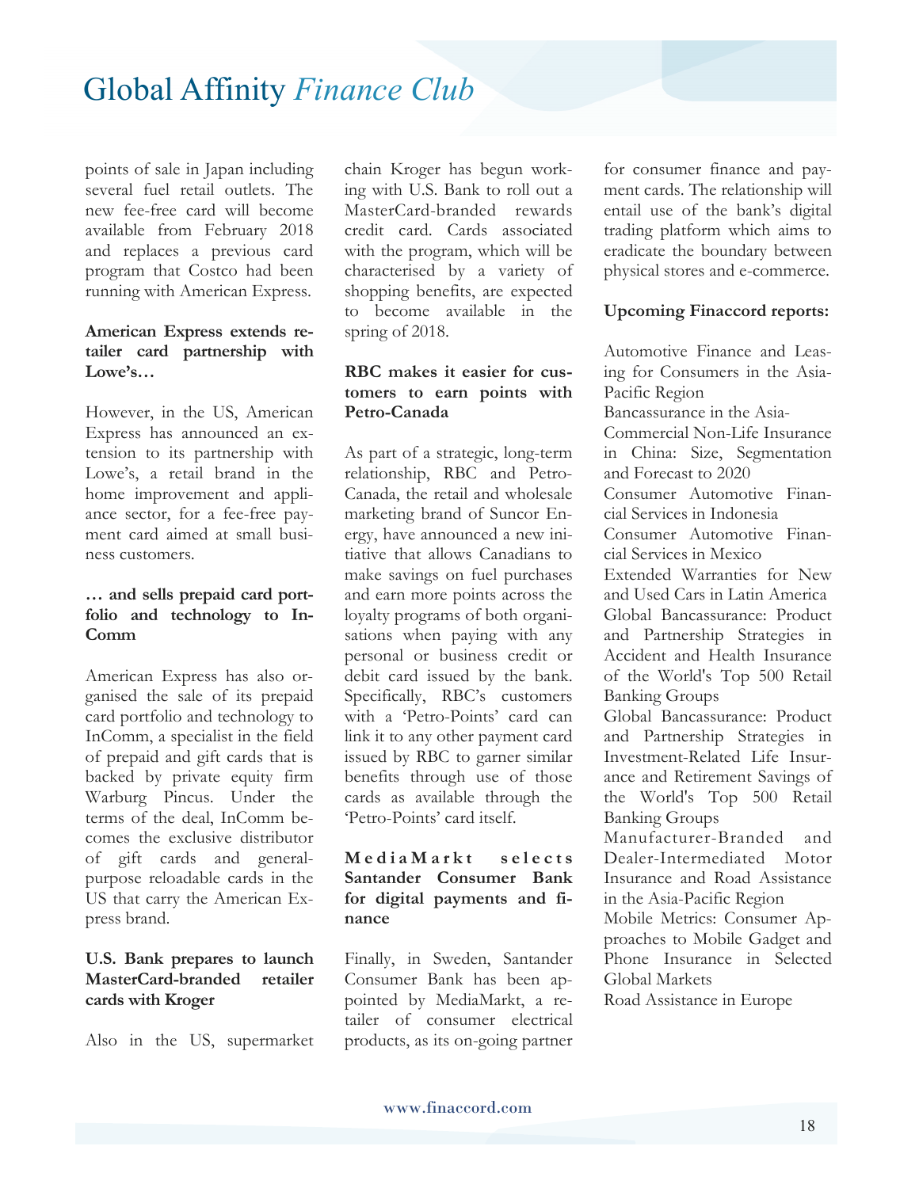points of sale in Japan including several fuel retail outlets. The new fee-free card will become available from February 2018 and replaces a previous card program that Costco had been running with American Express.

**American Express extends retailer card partnership with Lowe's…**

However, in the US, American Express has announced an extension to its partnership with Lowe's, a retail brand in the home improvement and appliance sector, for a fee-free payment card aimed at small business customers.

**… and sells prepaid card portfolio and technology to InComm**

American Express has also organised the sale of its prepaid card portfolio and technology to InComm, a specialist in the field of prepaid and gift cards that is backed by private equity firm Warburg Pincus. Under the terms of the deal, InComm becomes the exclusive distributor of gift cards and general-purpose reloadable cards in the US that carry the American Express brand.

**U.S. Bank prepares to launch MasterCard-branded retailer cards with Kroger**

Also in the US, supermarket chain Kroger has begun working with U.S. Bank to roll out a MasterCard-branded rewards credit card. Cards associated with the program, which will be characterised by a variety of shopping benefits, are expected to become available in the spring of 2018.

**RBC makes it easier for customers to earn points with Petro-Canada**

As part of a strategic, long-term relationship, RBC and Petro-Canada, the retail and wholesale marketing brand of Suncor Energy, have announced a new initiative that allows Canadians to make savings on fuel purchases and earn more points across the loyalty programs of both organisations when paying with any personal or business credit or debit card issued by the bank. Specifically, RBC's customers with a 'Petro-Points' card can link it to any other payment card issued by RBC to garner similar benefits through use of those cards as available through the 'Petro-Points' card itself.

**MediaMarkt selects Santander Consumer Bank for digital payments and finance**

Finally, in Sweden, Santander Consumer Bank has been appointed by MediaMarkt, a retailer of consumer electrical products, as its on-going partner for consumer finance and payment cards. The relationship will entail use of the bank's digital trading platform which aims to eradicate the boundary between physical stores and e-commerce.

**Upcoming Finaccord reports:**

Automotive Finance and Leasing for Consumers in the Asia-Pacific Region
Bancassurance in the Asia-
Commercial Non-Life Insurance in China: Size, Segmentation and Forecast to 2020
Consumer Automotive Financial Services in Indonesia
Consumer Automotive Financial Services in Mexico
Extended Warranties for New and Used Cars in Latin America
Global Bancassurance: Product and Partnership Strategies in Accident and Health Insurance of the World's Top 500 Retail Banking Groups
Global Bancassurance: Product and Partnership Strategies in Investment-Related Life Insurance and Retirement Savings of the World's Top 500 Retail Banking Groups
Manufacturer-Branded and Dealer-Intermediated Motor Insurance and Road Assistance in the Asia-Pacific Region
Mobile Metrics: Consumer Approaches to Mobile Gadget and Phone Insurance in Selected Global Markets
Road Assistance in Europe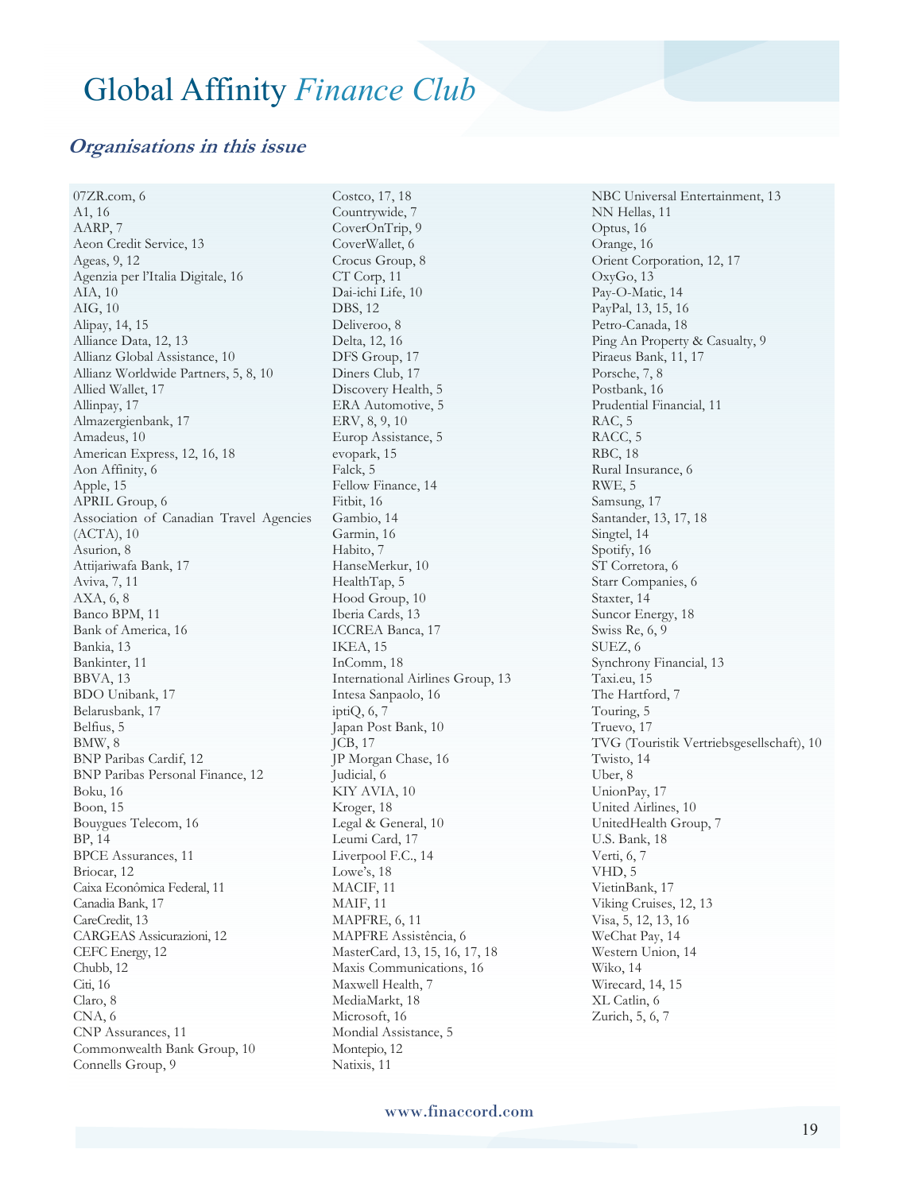# Global Affinity *Finance Club*

## *Organisations in this issue*

07ZR.com, 6
A1, 16
AARP, 7
Aeon Credit Service, 13
Ageas, 9, 12
Agenzia per l'Italia Digitale, 16
AIA, 10
AIG, 10
Alipay, 14, 15
Alliance Data, 12, 13
Allianz Global Assistance, 10
Allianz Worldwide Partners, 5, 8, 10
Allied Wallet, 17
Allinpay, 17
Almazergienbank, 17
Amadeus, 10
American Express, 12, 16, 18
Aon Affinity, 6
Apple, 15
APRIL Group, 6
Association of Canadian Travel Agencies (ACTA), 10
Asurion, 8
Attijariwafa Bank, 17
Aviva, 7, 11
AXA, 6, 8
Banco BPM, 11
Bank of America, 16
Bankia, 13
Bankinter, 11
BBVA, 13
BDO Unibank, 17
Belarusbank, 17
Belfius, 5
BMW, 8
BNP Paribas Cardif, 12
BNP Paribas Personal Finance, 12
Boku, 16
Boon, 15
Bouygues Telecom, 16
BP, 14
BPCE Assurances, 11
Briocar, 12
Caixa Econômica Federal, 11
Canadia Bank, 17
CareCredit, 13
CARGEAS Assicurazioni, 12
CEFC Energy, 12
Chubb, 12
Citi, 16
Claro, 8
CNA, 6
CNP Assurances, 11
Commonwealth Bank Group, 10
Connells Group, 9
Costco, 17, 18
Countrywide, 7
CoverOnTrip, 9
CoverWallet, 6
Crocus Group, 8
CT Corp, 11
Dai-ichi Life, 10
DBS, 12
Deliveroo, 8
Delta, 12, 16
DFS Group, 17
Diners Club, 17
Discovery Health, 5
ERA Automotive, 5
ERV, 8, 9, 10
Europ Assistance, 5
evopark, 15
Falck, 5
Fellow Finance, 14
Fitbit, 16
Gambio, 14
Garmin, 16
Habito, 7
HanseMerkur, 10
HealthTap, 5
Hood Group, 10
Iberia Cards, 13
ICCREA Banca, 17
IKEA, 15
InComm, 18
International Airlines Group, 13
Intesa Sanpaolo, 16
iptiQ, 6, 7
Japan Post Bank, 10
JCB, 17
JP Morgan Chase, 16
Judicial, 6
KIY AVIA, 10
Kroger, 18
Legal & General, 10
Leumi Card, 17
Liverpool F.C., 14
Lowe's, 18
MACIF, 11
MAIF, 11
MAPFRE, 6, 11
MAPFRE Assistência, 6
MasterCard, 13, 15, 16, 17, 18
Maxis Communications, 16
Maxwell Health, 7
MediaMarkt, 18
Microsoft, 16
Mondial Assistance, 5
Montepio, 12
Natixis, 11
NBC Universal Entertainment, 13
NN Hellas, 11
Optus, 16
Orange, 16
Orient Corporation, 12, 17
OxyGo, 13
Pay-O-Matic, 14
PayPal, 13, 15, 16
Petro-Canada, 18
Ping An Property & Casualty, 9
Piraeus Bank, 11, 17
Porsche, 7, 8
Postbank, 16
Prudential Financial, 11
RAC, 5
RACC, 5
RBC, 18
Rural Insurance, 6
RWE, 5
Samsung, 17
Santander, 13, 17, 18
Singtel, 14
Spotify, 16
ST Corretora, 6
Starr Companies, 6
Staxter, 14
Suncor Energy, 18
Swiss Re, 6, 9
SUEZ, 6
Synchrony Financial, 13
Taxi.eu, 15
The Hartford, 7
Touring, 5
Truevo, 17
TVG (Touristik Vertriebsgesellschaft), 10
Twisto, 14
Uber, 8
UnionPay, 17
United Airlines, 10
UnitedHealth Group, 7
U.S. Bank, 18
Verti, 6, 7
VHD, 5
VietinBank, 17
Viking Cruises, 12, 13
Visa, 5, 12, 13, 16
WeChat Pay, 14
Western Union, 14
Wiko, 14
Wirecard, 14, 15
XL Catlin, 6
Zurich, 5, 6, 7

www.finaccord.com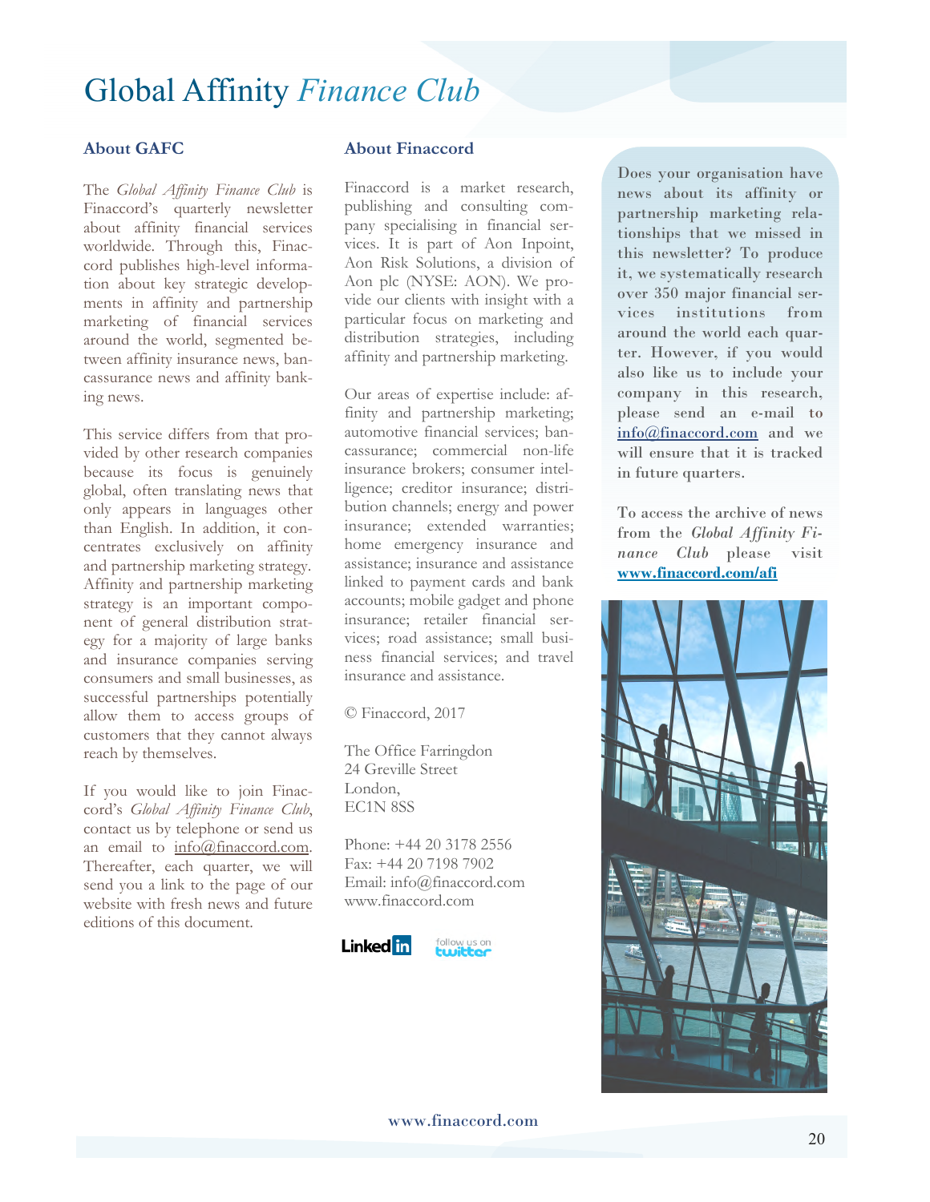# Global Affinity *Finance Club*

## About GAFC

The *Global Affinity Finance Club* is Finaccord's quarterly newsletter about affinity financial services worldwide. Through this, Finaccord publishes high-level information about key strategic developments in affinity and partnership marketing of financial services around the world, segmented between affinity insurance news, bancassurance news and affinity banking news.

This service differs from that provided by other research companies because its focus is genuinely global, often translating news that only appears in languages other than English. In addition, it concentrates exclusively on affinity and partnership marketing strategy. Affinity and partnership marketing strategy is an important component of general distribution strategy for a majority of large banks and insurance companies serving consumers and small businesses, as successful partnerships potentially allow them to access groups of customers that they cannot always reach by themselves.

If you would like to join Finaccord's *Global Affinity Finance Club*, contact us by telephone or send us an email to info@finaccord.com. Thereafter, each quarter, we will send you a link to the page of our website with fresh news and future editions of this document.

## About Finaccord

Finaccord is a market research, publishing and consulting company specialising in financial services. It is part of Aon Inpoint, Aon Risk Solutions, a division of Aon plc (NYSE: AON). We provide our clients with insight with a particular focus on marketing and distribution strategies, including affinity and partnership marketing.

Our areas of expertise include: affinity and partnership marketing; automotive financial services; bancassurance; commercial non-life insurance brokers; consumer intelligence; creditor insurance; distribution channels; energy and power insurance; extended warranties; home emergency insurance and assistance; insurance and assistance linked to payment cards and bank accounts; mobile gadget and phone insurance; retailer financial services; road assistance; small business financial services; and travel insurance and assistance.

© Finaccord, 2017

The Office Farringdon
24 Greville Street
London,
EC1N 8SS

Phone: +44 20 3178 2556
Fax: +44 20 7198 7902
Email: info@finaccord.com
www.finaccord.com

LinkedIn | follow us on twitter

Does your organisation have news about its affinity or partnership marketing relationships that we missed in this newsletter? To produce it, we systematically research over 350 major financial services institutions from around the world each quarter. However, if you would also like us to include your company in this research, please send an e-mail to info@finaccord.com and we will ensure that it is tracked in future quarters.

To access the archive of news from the *Global Affinity Finance Club* please visit **www.finaccord.com/afi**